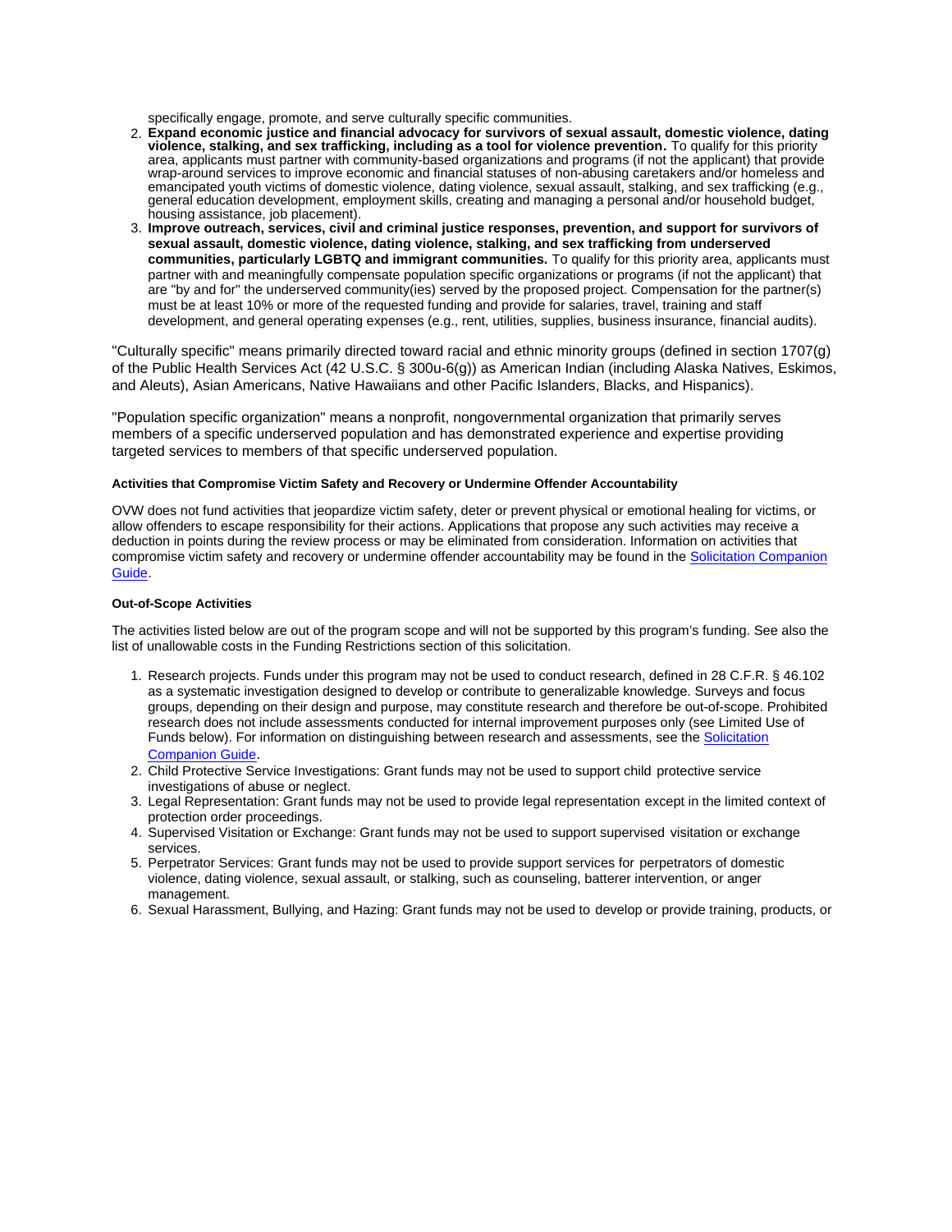specifically engage, promote, and serve culturally specific communities.

2. **Expand economic justice and financial advocacy for survivors of sexual assault, domestic violence, dating violence, stalking, and sex trafficking, including as a tool for violence prevention.** To qualify for this priority area, applicants must partner with community-based organizations and programs (if not the applicant) that provide wrap-around services to improve economic and financial statuses of non-abusing caretakers and/or homeless and emancipated youth victims of domestic violence, dating violence, sexual assault, stalking, and sex trafficking (e.g., general education development, employment skills, creating and managing a personal and/or household budget, housing assistance, job placement).
3. **Improve outreach, services, civil and criminal justice responses, prevention, and support for survivors of sexual assault, domestic violence, dating violence, stalking, and sex trafficking from underserved communities, particularly LGBTQ and immigrant communities.** To qualify for this priority area, applicants must partner with and meaningfully compensate population specific organizations or programs (if not the applicant) that are "by and for" the underserved community(ies) served by the proposed project. Compensation for the partner(s) must be at least 10% or more of the requested funding and provide for salaries, travel, training and staff development, and general operating expenses (e.g., rent, utilities, supplies, business insurance, financial audits).

"Culturally specific" means primarily directed toward racial and ethnic minority groups (defined in section 1707(g) of the Public Health Services Act (42 U.S.C. § 300u-6(g)) as American Indian (including Alaska Natives, Eskimos, and Aleuts), Asian Americans, Native Hawaiians and other Pacific Islanders, Blacks, and Hispanics).

"Population specific organization" means a nonprofit, nongovernmental organization that primarily serves members of a specific underserved population and has demonstrated experience and expertise providing targeted services to members of that specific underserved population.

#### Activities that Compromise Victim Safety and Recovery or Undermine Offender Accountability

OVW does not fund activities that jeopardize victim safety, deter or prevent physical or emotional healing for victims, or allow offenders to escape responsibility for their actions. Applications that propose any such activities may receive a deduction in points during the review process or may be eliminated from consideration. Information on activities that compromise victim safety and recovery or undermine offender accountability may be found in the Solicitation Companion Guide.

#### Out-of-Scope Activities

The activities listed below are out of the program scope and will not be supported by this program's funding. See also the list of unallowable costs in the Funding Restrictions section of this solicitation.

1. Research projects. Funds under this program may not be used to conduct research, defined in 28 C.F.R. § 46.102 as a systematic investigation designed to develop or contribute to generalizable knowledge. Surveys and focus groups, depending on their design and purpose, may constitute research and therefore be out-of-scope. Prohibited research does not include assessments conducted for internal improvement purposes only (see Limited Use of Funds below). For information on distinguishing between research and assessments, see the Solicitation Companion Guide.
2. Child Protective Service Investigations: Grant funds may not be used to support child protective service investigations of abuse or neglect.
3. Legal Representation: Grant funds may not be used to provide legal representation except in the limited context of protection order proceedings.
4. Supervised Visitation or Exchange: Grant funds may not be used to support supervised visitation or exchange services.
5. Perpetrator Services: Grant funds may not be used to provide support services for perpetrators of domestic violence, dating violence, sexual assault, or stalking, such as counseling, batterer intervention, or anger management.
6. Sexual Harassment, Bullying, and Hazing: Grant funds may not be used to develop or provide training, products, or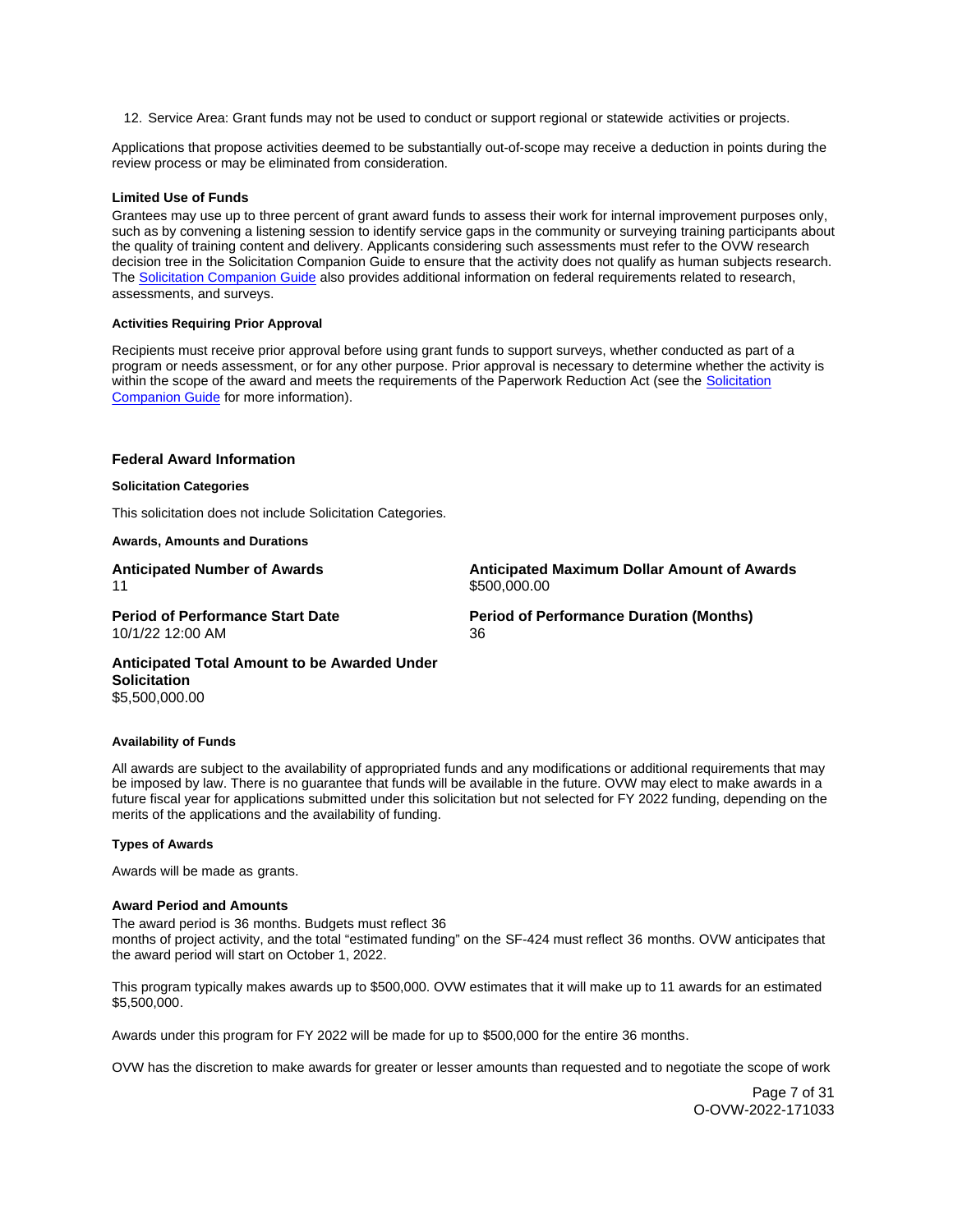12. Service Area: Grant funds may not be used to conduct or support regional or statewide activities or projects.

Applications that propose activities deemed to be substantially out-of-scope may receive a deduction in points during the review process or may be eliminated from consideration.

**Limited Use of Funds**

Grantees may use up to three percent of grant award funds to assess their work for internal improvement purposes only, such as by convening a listening session to identify service gaps in the community or surveying training participants about the quality of training content and delivery. Applicants considering such assessments must refer to the OVW research decision tree in the Solicitation Companion Guide to ensure that the activity does not qualify as human subjects research. The Solicitation Companion Guide also provides additional information on federal requirements related to research, assessments, and surveys.

**Activities Requiring Prior Approval**

Recipients must receive prior approval before using grant funds to support surveys, whether conducted as part of a program or needs assessment, or for any other purpose. Prior approval is necessary to determine whether the activity is within the scope of the award and meets the requirements of the Paperwork Reduction Act (see the Solicitation Companion Guide for more information).

## Federal Award Information

**Solicitation Categories**

This solicitation does not include Solicitation Categories.

**Awards, Amounts and Durations**

**Anticipated Number of Awards**
11

**Anticipated Maximum Dollar Amount of Awards**
$500,000.00

**Period of Performance Start Date**
10/1/22 12:00 AM

**Period of Performance Duration (Months)**
36

**Anticipated Total Amount to be Awarded Under Solicitation**
$5,500,000.00

**Availability of Funds**

All awards are subject to the availability of appropriated funds and any modifications or additional requirements that may be imposed by law. There is no guarantee that funds will be available in the future. OVW may elect to make awards in a future fiscal year for applications submitted under this solicitation but not selected for FY 2022 funding, depending on the merits of the applications and the availability of funding.

**Types of Awards**

Awards will be made as grants.

**Award Period and Amounts**

The award period is 36 months. Budgets must reflect 36 months of project activity, and the total "estimated funding" on the SF-424 must reflect 36 months. OVW anticipates that the award period will start on October 1, 2022.

This program typically makes awards up to $500,000. OVW estimates that it will make up to 11 awards for an estimated $5,500,000.

Awards under this program for FY 2022 will be made for up to $500,000 for the entire 36 months.

OVW has the discretion to make awards for greater or lesser amounts than requested and to negotiate the scope of work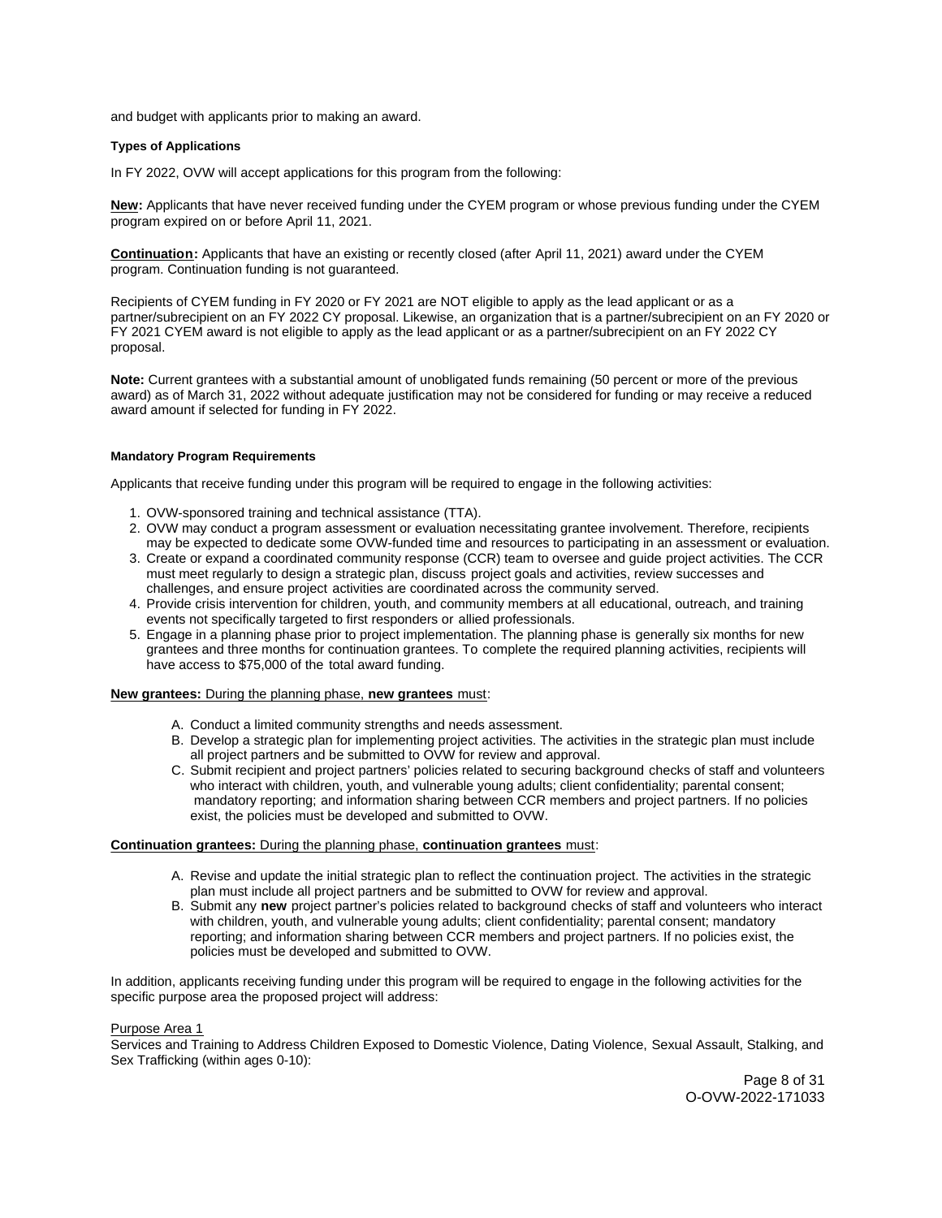and budget with applicants prior to making an award.

#### Types of Applications

In FY 2022, OVW will accept applications for this program from the following:

**New:** Applicants that have never received funding under the CYEM program or whose previous funding under the CYEM program expired on or before April 11, 2021.

**Continuation:** Applicants that have an existing or recently closed (after April 11, 2021) award under the CYEM program. Continuation funding is not guaranteed.

Recipients of CYEM funding in FY 2020 or FY 2021 are NOT eligible to apply as the lead applicant or as a partner/subrecipient on an FY 2022 CY proposal. Likewise, an organization that is a partner/subrecipient on an FY 2020 or FY 2021 CYEM award is not eligible to apply as the lead applicant or as a partner/subrecipient on an FY 2022 CY proposal.

**Note:** Current grantees with a substantial amount of unobligated funds remaining (50 percent or more of the previous award) as of March 31, 2022 without adequate justification may not be considered for funding or may receive a reduced award amount if selected for funding in FY 2022.

#### Mandatory Program Requirements

Applicants that receive funding under this program will be required to engage in the following activities:

1. OVW-sponsored training and technical assistance (TTA).
2. OVW may conduct a program assessment or evaluation necessitating grantee involvement. Therefore, recipients may be expected to dedicate some OVW-funded time and resources to participating in an assessment or evaluation.
3. Create or expand a coordinated community response (CCR) team to oversee and guide project activities. The CCR must meet regularly to design a strategic plan, discuss project goals and activities, review successes and challenges, and ensure project activities are coordinated across the community served.
4. Provide crisis intervention for children, youth, and community members at all educational, outreach, and training events not specifically targeted to first responders or allied professionals.
5. Engage in a planning phase prior to project implementation. The planning phase is generally six months for new grantees and three months for continuation grantees. To complete the required planning activities, recipients will have access to $75,000 of the total award funding.

**New grantees:** During the planning phase, **new grantees** must:

A. Conduct a limited community strengths and needs assessment.
B. Develop a strategic plan for implementing project activities. The activities in the strategic plan must include all project partners and be submitted to OVW for review and approval.
C. Submit recipient and project partners' policies related to securing background checks of staff and volunteers who interact with children, youth, and vulnerable young adults; client confidentiality; parental consent; mandatory reporting; and information sharing between CCR members and project partners. If no policies exist, the policies must be developed and submitted to OVW.

**Continuation grantees:** During the planning phase, **continuation grantees** must:

A. Revise and update the initial strategic plan to reflect the continuation project. The activities in the strategic plan must include all project partners and be submitted to OVW for review and approval.
B. Submit any **new** project partner's policies related to background checks of staff and volunteers who interact with children, youth, and vulnerable young adults; client confidentiality; parental consent; mandatory reporting; and information sharing between CCR members and project partners. If no policies exist, the policies must be developed and submitted to OVW.

In addition, applicants receiving funding under this program will be required to engage in the following activities for the specific purpose area the proposed project will address:

Purpose Area 1
Services and Training to Address Children Exposed to Domestic Violence, Dating Violence, Sexual Assault, Stalking, and Sex Trafficking (within ages 0-10):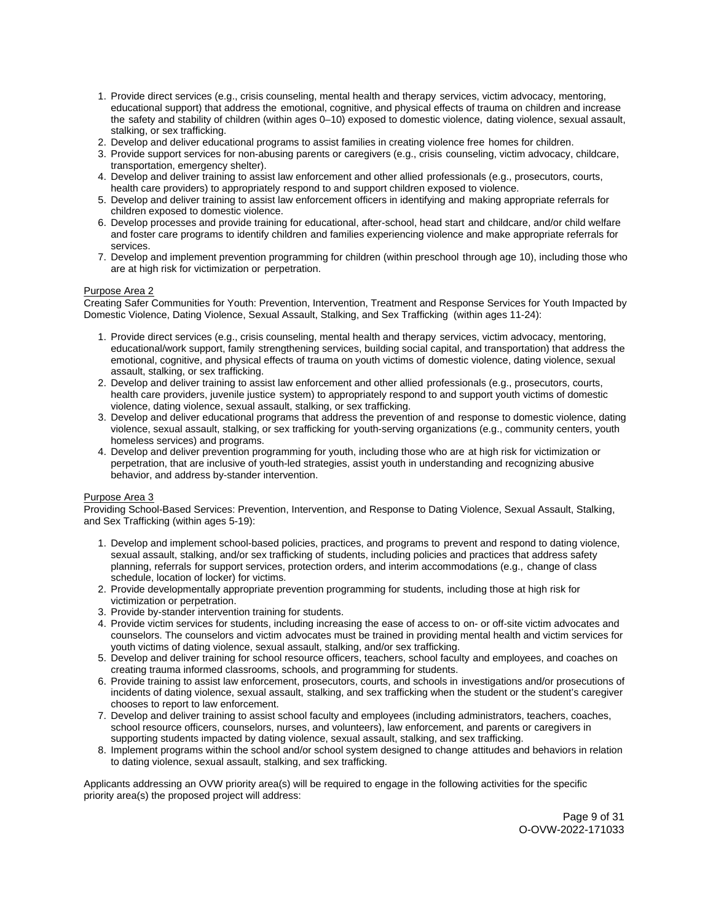1. Provide direct services (e.g., crisis counseling, mental health and therapy services, victim advocacy, mentoring, educational support) that address the emotional, cognitive, and physical effects of trauma on children and increase the safety and stability of children (within ages 0–10) exposed to domestic violence, dating violence, sexual assault, stalking, or sex trafficking.
2. Develop and deliver educational programs to assist families in creating violence free homes for children.
3. Provide support services for non-abusing parents or caregivers (e.g., crisis counseling, victim advocacy, childcare, transportation, emergency shelter).
4. Develop and deliver training to assist law enforcement and other allied professionals (e.g., prosecutors, courts, health care providers) to appropriately respond to and support children exposed to violence.
5. Develop and deliver training to assist law enforcement officers in identifying and making appropriate referrals for children exposed to domestic violence.
6. Develop processes and provide training for educational, after-school, head start and childcare, and/or child welfare and foster care programs to identify children and families experiencing violence and make appropriate referrals for services.
7. Develop and implement prevention programming for children (within preschool through age 10), including those who are at high risk for victimization or perpetration.

Purpose Area 2

Creating Safer Communities for Youth: Prevention, Intervention, Treatment and Response Services for Youth Impacted by Domestic Violence, Dating Violence, Sexual Assault, Stalking, and Sex Trafficking (within ages 11-24):

1. Provide direct services (e.g., crisis counseling, mental health and therapy services, victim advocacy, mentoring, educational/work support, family strengthening services, building social capital, and transportation) that address the emotional, cognitive, and physical effects of trauma on youth victims of domestic violence, dating violence, sexual assault, stalking, or sex trafficking.
2. Develop and deliver training to assist law enforcement and other allied professionals (e.g., prosecutors, courts, health care providers, juvenile justice system) to appropriately respond to and support youth victims of domestic violence, dating violence, sexual assault, stalking, or sex trafficking.
3. Develop and deliver educational programs that address the prevention of and response to domestic violence, dating violence, sexual assault, stalking, or sex trafficking for youth-serving organizations (e.g., community centers, youth homeless services) and programs.
4. Develop and deliver prevention programming for youth, including those who are at high risk for victimization or perpetration, that are inclusive of youth-led strategies, assist youth in understanding and recognizing abusive behavior, and address by-stander intervention.

Purpose Area 3

Providing School-Based Services: Prevention, Intervention, and Response to Dating Violence, Sexual Assault, Stalking, and Sex Trafficking (within ages 5-19):

1. Develop and implement school-based policies, practices, and programs to prevent and respond to dating violence, sexual assault, stalking, and/or sex trafficking of students, including policies and practices that address safety planning, referrals for support services, protection orders, and interim accommodations (e.g., change of class schedule, location of locker) for victims.
2. Provide developmentally appropriate prevention programming for students, including those at high risk for victimization or perpetration.
3. Provide by-stander intervention training for students.
4. Provide victim services for students, including increasing the ease of access to on- or off-site victim advocates and counselors. The counselors and victim advocates must be trained in providing mental health and victim services for youth victims of dating violence, sexual assault, stalking, and/or sex trafficking.
5. Develop and deliver training for school resource officers, teachers, school faculty and employees, and coaches on creating trauma informed classrooms, schools, and programming for students.
6. Provide training to assist law enforcement, prosecutors, courts, and schools in investigations and/or prosecutions of incidents of dating violence, sexual assault, stalking, and sex trafficking when the student or the student's caregiver chooses to report to law enforcement.
7. Develop and deliver training to assist school faculty and employees (including administrators, teachers, coaches, school resource officers, counselors, nurses, and volunteers), law enforcement, and parents or caregivers in supporting students impacted by dating violence, sexual assault, stalking, and sex trafficking.
8. Implement programs within the school and/or school system designed to change attitudes and behaviors in relation to dating violence, sexual assault, stalking, and sex trafficking.

Applicants addressing an OVW priority area(s) will be required to engage in the following activities for the specific priority area(s) the proposed project will address: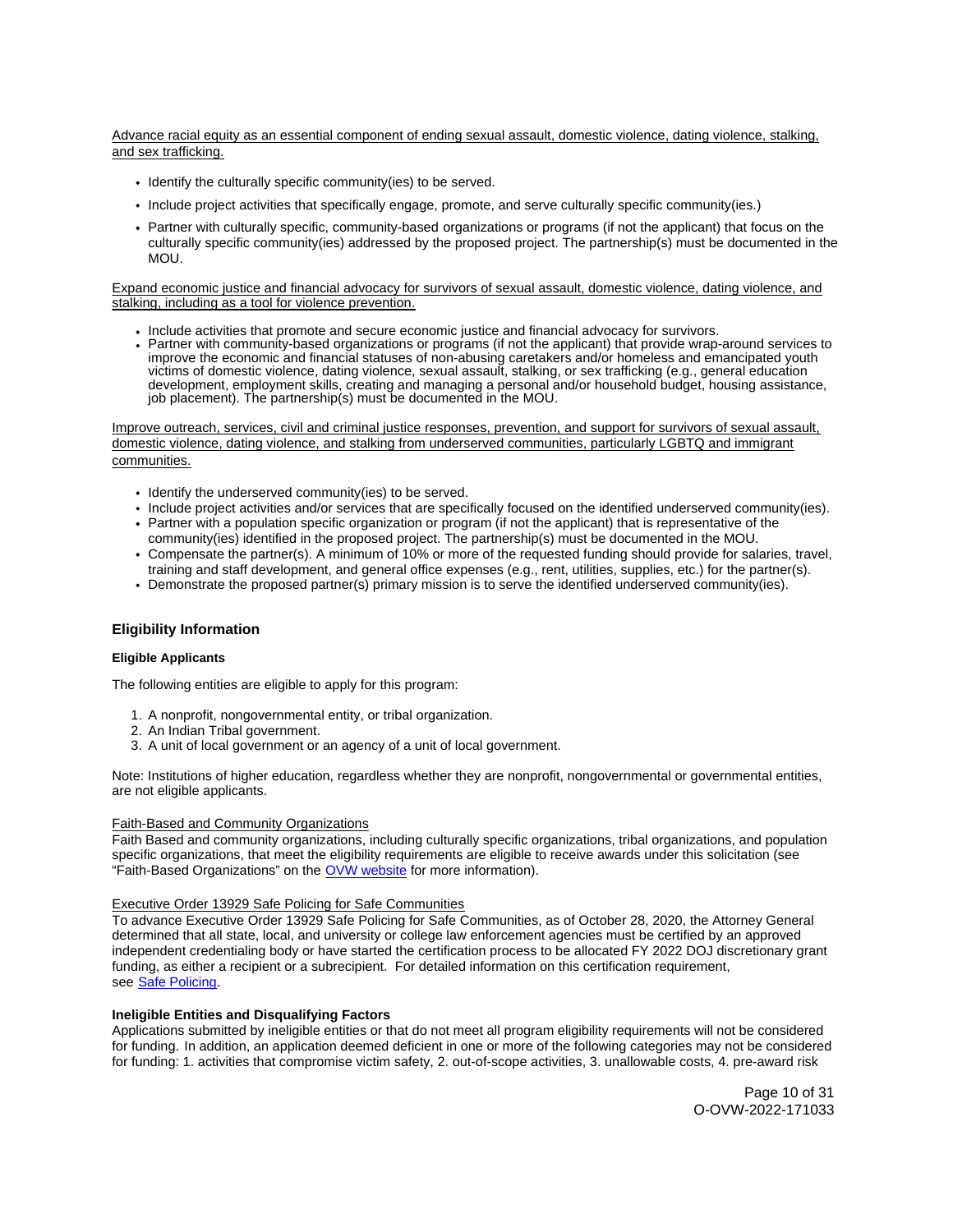Advance racial equity as an essential component of ending sexual assault, domestic violence, dating violence, stalking, and sex trafficking.

- Identify the culturally specific community(ies) to be served.
- Include project activities that specifically engage, promote, and serve culturally specific community(ies.)
- Partner with culturally specific, community-based organizations or programs (if not the applicant) that focus on the culturally specific community(ies) addressed by the proposed project. The partnership(s) must be documented in the MOU.

Expand economic justice and financial advocacy for survivors of sexual assault, domestic violence, dating violence, and stalking, including as a tool for violence prevention.

- Include activities that promote and secure economic justice and financial advocacy for survivors.
- Partner with community-based organizations or programs (if not the applicant) that provide wrap-around services to improve the economic and financial statuses of non-abusing caretakers and/or homeless and emancipated youth victims of domestic violence, dating violence, sexual assault, stalking, or sex trafficking (e.g., general education development, employment skills, creating and managing a personal and/or household budget, housing assistance, job placement). The partnership(s) must be documented in the MOU.

Improve outreach, services, civil and criminal justice responses, prevention, and support for survivors of sexual assault, domestic violence, dating violence, and stalking from underserved communities, particularly LGBTQ and immigrant communities.

- Identify the underserved community(ies) to be served.
- Include project activities and/or services that are specifically focused on the identified underserved community(ies).
- Partner with a population specific organization or program (if not the applicant) that is representative of the community(ies) identified in the proposed project. The partnership(s) must be documented in the MOU.
- Compensate the partner(s). A minimum of 10% or more of the requested funding should provide for salaries, travel, training and staff development, and general office expenses (e.g., rent, utilities, supplies, etc.) for the partner(s).
- Demonstrate the proposed partner(s) primary mission is to serve the identified underserved community(ies).

## Eligibility Information

### Eligible Applicants

The following entities are eligible to apply for this program:

1. A nonprofit, nongovernmental entity, or tribal organization.
2. An Indian Tribal government.
3. A unit of local government or an agency of a unit of local government.

Note: Institutions of higher education, regardless whether they are nonprofit, nongovernmental or governmental entities, are not eligible applicants.

Faith-Based and Community Organizations
Faith Based and community organizations, including culturally specific organizations, tribal organizations, and population specific organizations, that meet the eligibility requirements are eligible to receive awards under this solicitation (see "Faith-Based Organizations" on the OVW website for more information).

Executive Order 13929 Safe Policing for Safe Communities
To advance Executive Order 13929 Safe Policing for Safe Communities, as of October 28, 2020, the Attorney General determined that all state, local, and university or college law enforcement agencies must be certified by an approved independent credentialing body or have started the certification process to be allocated FY 2022 DOJ discretionary grant funding, as either a recipient or a subrecipient. For detailed information on this certification requirement, see Safe Policing.

### Ineligible Entities and Disqualifying Factors

Applications submitted by ineligible entities or that do not meet all program eligibility requirements will not be considered for funding. In addition, an application deemed deficient in one or more of the following categories may not be considered for funding: 1. activities that compromise victim safety, 2. out-of-scope activities, 3. unallowable costs, 4. pre-award risk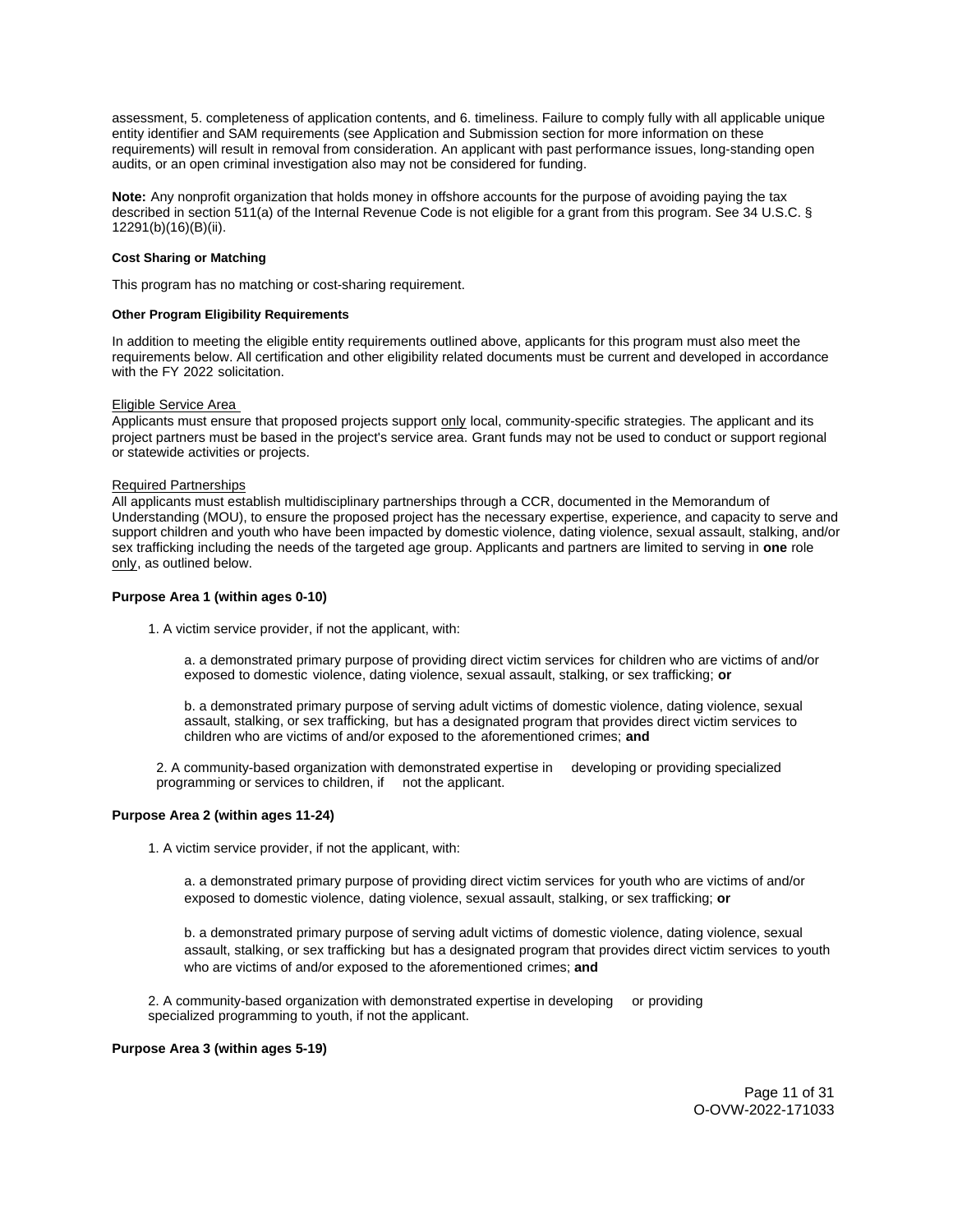assessment, 5. completeness of application contents, and 6. timeliness. Failure to comply fully with all applicable unique entity identifier and SAM requirements (see Application and Submission section for more information on these requirements) will result in removal from consideration. An applicant with past performance issues, long-standing open audits, or an open criminal investigation also may not be considered for funding.

**Note:** Any nonprofit organization that holds money in offshore accounts for the purpose of avoiding paying the tax described in section 511(a) of the Internal Revenue Code is not eligible for a grant from this program. See 34 U.S.C. § 12291(b)(16)(B)(ii).

#### Cost Sharing or Matching

This program has no matching or cost-sharing requirement.

#### Other Program Eligibility Requirements

In addition to meeting the eligible entity requirements outlined above, applicants for this program must also meet the requirements below. All certification and other eligibility related documents must be current and developed in accordance with the FY 2022 solicitation.

<u>Eligible Service Area</u>
Applicants must ensure that proposed projects support <u>only</u> local, community-specific strategies. The applicant and its project partners must be based in the project's service area. Grant funds may not be used to conduct or support regional or statewide activities or projects.

<u>Required Partnerships</u>
All applicants must establish multidisciplinary partnerships through a CCR, documented in the Memorandum of Understanding (MOU), to ensure the proposed project has the necessary expertise, experience, and capacity to serve and support children and youth who have been impacted by domestic violence, dating violence, sexual assault, stalking, and/or sex trafficking including the needs of the targeted age group. Applicants and partners are limited to serving in **one** role <u>only</u>, as outlined below.

**Purpose Area 1 (within ages 0-10)**

1. A victim service provider, if not the applicant, with:

   a. a demonstrated primary purpose of providing direct victim services for children who are victims of and/or exposed to domestic violence, dating violence, sexual assault, stalking, or sex trafficking; **or**

   b. a demonstrated primary purpose of serving adult victims of domestic violence, dating violence, sexual assault, stalking, or sex trafficking, but has a designated program that provides direct victim services to children who are victims of and/or exposed to the aforementioned crimes; **and**

2. A community-based organization with demonstrated expertise in developing or providing specialized programming or services to children, if not the applicant.

**Purpose Area 2 (within ages 11-24)**

1. A victim service provider, if not the applicant, with:

   a. a demonstrated primary purpose of providing direct victim services for youth who are victims of and/or exposed to domestic violence, dating violence, sexual assault, stalking, or sex trafficking; **or**

   b. a demonstrated primary purpose of serving adult victims of domestic violence, dating violence, sexual assault, stalking, or sex trafficking but has a designated program that provides direct victim services to youth who are victims of and/or exposed to the aforementioned crimes; **and**

2. A community-based organization with demonstrated expertise in developing or providing specialized programming to youth, if not the applicant.

**Purpose Area 3 (within ages 5-19)**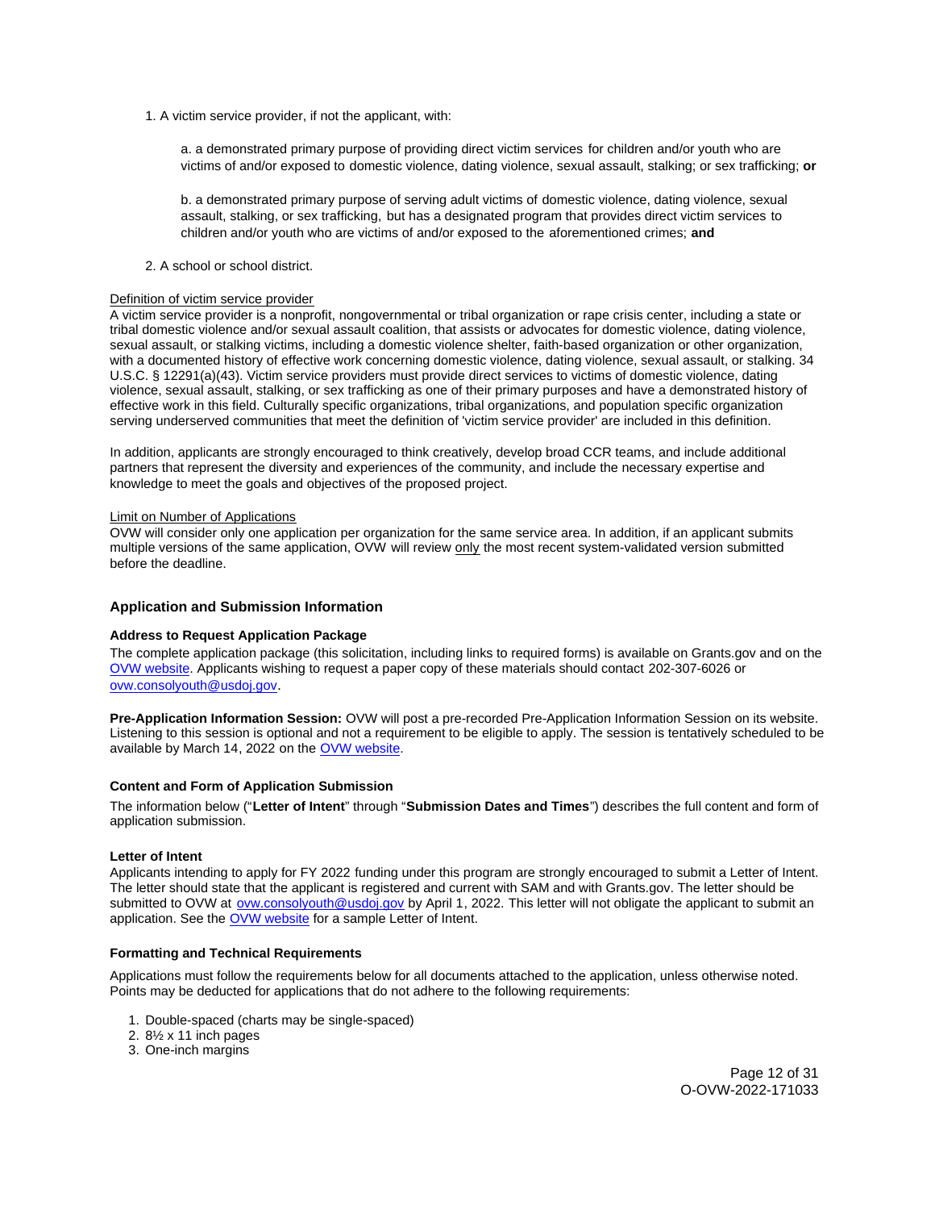1. A victim service provider, if not the applicant, with:

   a. a demonstrated primary purpose of providing direct victim services for children and/or youth who are victims of and/or exposed to domestic violence, dating violence, sexual assault, stalking; or sex trafficking; **or**

   b. a demonstrated primary purpose of serving adult victims of domestic violence, dating violence, sexual assault, stalking, or sex trafficking, but has a designated program that provides direct victim services to children and/or youth who are victims of and/or exposed to the aforementioned crimes; **and**

2. A school or school district.

Definition of victim service provider
A victim service provider is a nonprofit, nongovernmental or tribal organization or rape crisis center, including a state or tribal domestic violence and/or sexual assault coalition, that assists or advocates for domestic violence, dating violence, sexual assault, or stalking victims, including a domestic violence shelter, faith-based organization or other organization, with a documented history of effective work concerning domestic violence, dating violence, sexual assault, or stalking. 34 U.S.C. § 12291(a)(43). Victim service providers must provide direct services to victims of domestic violence, dating violence, sexual assault, stalking, or sex trafficking as one of their primary purposes and have a demonstrated history of effective work in this field. Culturally specific organizations, tribal organizations, and population specific organization serving underserved communities that meet the definition of 'victim service provider' are included in this definition.

In addition, applicants are strongly encouraged to think creatively, develop broad CCR teams, and include additional partners that represent the diversity and experiences of the community, and include the necessary expertise and knowledge to meet the goals and objectives of the proposed project.

Limit on Number of Applications
OVW will consider only one application per organization for the same service area. In addition, if an applicant submits multiple versions of the same application, OVW will review only the most recent system-validated version submitted before the deadline.

### Application and Submission Information

#### Address to Request Application Package

The complete application package (this solicitation, including links to required forms) is available on Grants.gov and on the OVW website. Applicants wishing to request a paper copy of these materials should contact 202-307-6026 or ovw.consolyouth@usdoj.gov.

**Pre-Application Information Session:** OVW will post a pre-recorded Pre-Application Information Session on its website. Listening to this session is optional and not a requirement to be eligible to apply. The session is tentatively scheduled to be available by March 14, 2022 on the OVW website.

#### Content and Form of Application Submission

The information below ("**Letter of Intent**" through "**Submission Dates and Times**") describes the full content and form of application submission.

#### Letter of Intent

Applicants intending to apply for FY 2022 funding under this program are strongly encouraged to submit a Letter of Intent. The letter should state that the applicant is registered and current with SAM and with Grants.gov. The letter should be submitted to OVW at ovw.consolyouth@usdoj.gov by April 1, 2022. This letter will not obligate the applicant to submit an application. See the OVW website for a sample Letter of Intent.

#### Formatting and Technical Requirements

Applications must follow the requirements below for all documents attached to the application, unless otherwise noted. Points may be deducted for applications that do not adhere to the following requirements:

1. Double-spaced (charts may be single-spaced)
2. 8½ x 11 inch pages
3. One-inch margins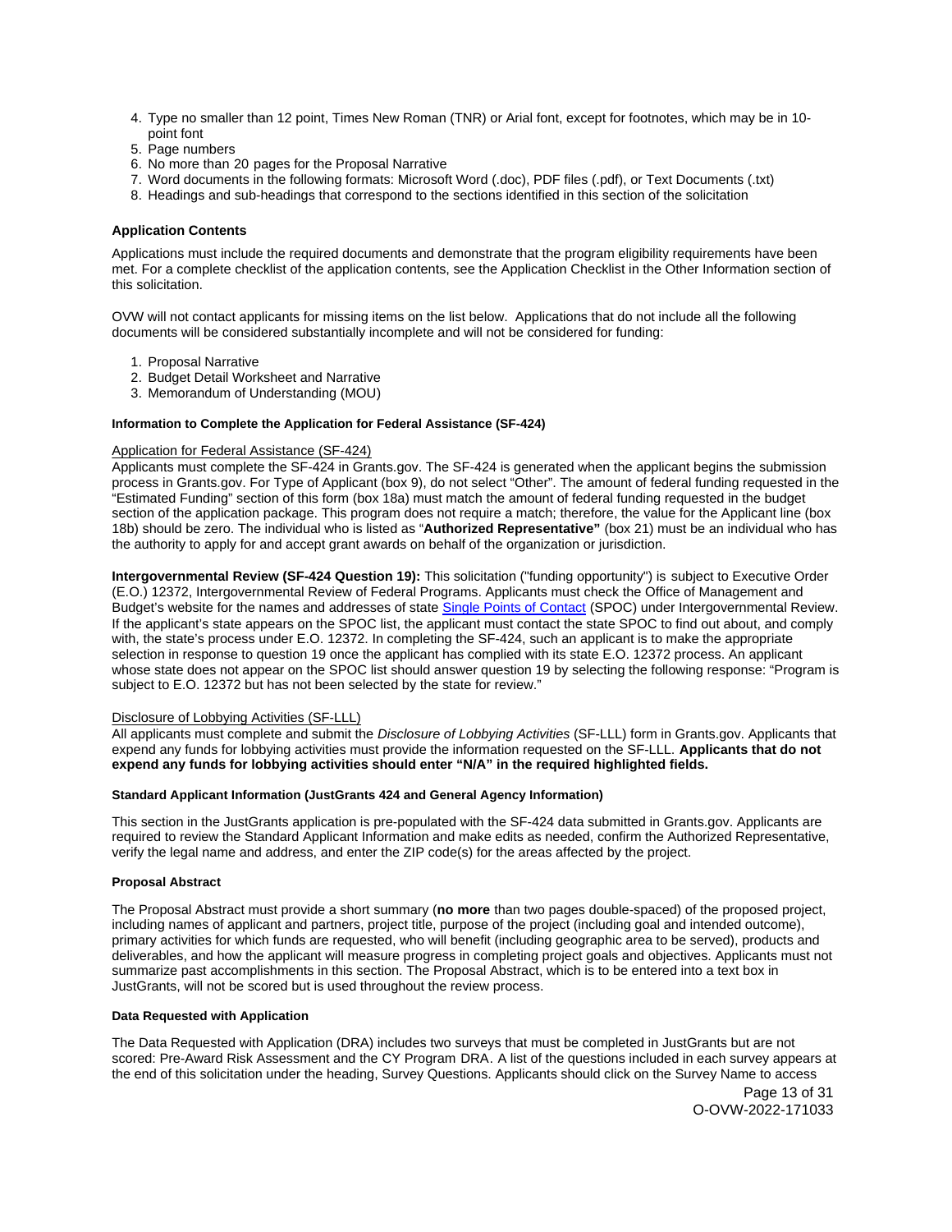4. Type no smaller than 12 point, Times New Roman (TNR) or Arial font, except for footnotes, which may be in 10-point font
5. Page numbers
6. No more than 20 pages for the Proposal Narrative
7. Word documents in the following formats: Microsoft Word (.doc), PDF files (.pdf), or Text Documents (.txt)
8. Headings and sub-headings that correspond to the sections identified in this section of the solicitation

### Application Contents

Applications must include the required documents and demonstrate that the program eligibility requirements have been met. For a complete checklist of the application contents, see the Application Checklist in the Other Information section of this solicitation.

OVW will not contact applicants for missing items on the list below. Applications that do not include all the following documents will be considered substantially incomplete and will not be considered for funding:

1. Proposal Narrative
2. Budget Detail Worksheet and Narrative
3. Memorandum of Understanding (MOU)

#### Information to Complete the Application for Federal Assistance (SF-424)

Application for Federal Assistance (SF-424)
Applicants must complete the SF-424 in Grants.gov. The SF-424 is generated when the applicant begins the submission process in Grants.gov. For Type of Applicant (box 9), do not select "Other". The amount of federal funding requested in the "Estimated Funding" section of this form (box 18a) must match the amount of federal funding requested in the budget section of the application package. This program does not require a match; therefore, the value for the Applicant line (box 18b) should be zero. The individual who is listed as "**Authorized Representative"** (box 21) must be an individual who has the authority to apply for and accept grant awards on behalf of the organization or jurisdiction.

**Intergovernmental Review (SF-424 Question 19):** This solicitation ("funding opportunity") is subject to Executive Order (E.O.) 12372, Intergovernmental Review of Federal Programs. Applicants must check the Office of Management and Budget's website for the names and addresses of state Single Points of Contact (SPOC) under Intergovernmental Review. If the applicant's state appears on the SPOC list, the applicant must contact the state SPOC to find out about, and comply with, the state's process under E.O. 12372. In completing the SF-424, such an applicant is to make the appropriate selection in response to question 19 once the applicant has complied with its state E.O. 12372 process. An applicant whose state does not appear on the SPOC list should answer question 19 by selecting the following response: "Program is subject to E.O. 12372 but has not been selected by the state for review."

Disclosure of Lobbying Activities (SF-LLL)
All applicants must complete and submit the *Disclosure of Lobbying Activities* (SF-LLL) form in Grants.gov. Applicants that expend any funds for lobbying activities must provide the information requested on the SF-LLL. **Applicants that do not expend any funds for lobbying activities should enter "N/A" in the required highlighted fields.**

#### Standard Applicant Information (JustGrants 424 and General Agency Information)

This section in the JustGrants application is pre-populated with the SF-424 data submitted in Grants.gov. Applicants are required to review the Standard Applicant Information and make edits as needed, confirm the Authorized Representative, verify the legal name and address, and enter the ZIP code(s) for the areas affected by the project.

#### Proposal Abstract

The Proposal Abstract must provide a short summary (**no more** than two pages double-spaced) of the proposed project, including names of applicant and partners, project title, purpose of the project (including goal and intended outcome), primary activities for which funds are requested, who will benefit (including geographic area to be served), products and deliverables, and how the applicant will measure progress in completing project goals and objectives. Applicants must not summarize past accomplishments in this section. The Proposal Abstract, which is to be entered into a text box in JustGrants, will not be scored but is used throughout the review process.

#### Data Requested with Application

The Data Requested with Application (DRA) includes two surveys that must be completed in JustGrants but are not scored: Pre-Award Risk Assessment and the CY Program DRA. A list of the questions included in each survey appears at the end of this solicitation under the heading, Survey Questions. Applicants should click on the Survey Name to access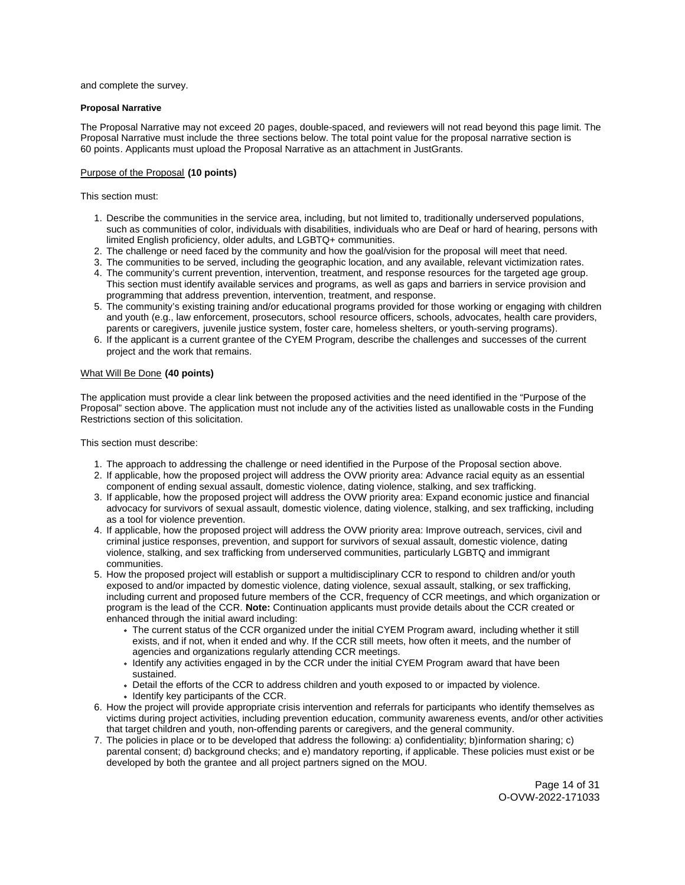and complete the survey.

**Proposal Narrative**

The Proposal Narrative may not exceed 20 pages, double-spaced, and reviewers will not read beyond this page limit. The Proposal Narrative must include the three sections below. The total point value for the proposal narrative section is 60 points. Applicants must upload the Proposal Narrative as an attachment in JustGrants.

Purpose of the Proposal **(10 points)**

This section must:

1. Describe the communities in the service area, including, but not limited to, traditionally underserved populations, such as communities of color, individuals with disabilities, individuals who are Deaf or hard of hearing, persons with limited English proficiency, older adults, and LGBTQ+ communities.
2. The challenge or need faced by the community and how the goal/vision for the proposal will meet that need.
3. The communities to be served, including the geographic location, and any available, relevant victimization rates.
4. The community's current prevention, intervention, treatment, and response resources for the targeted age group. This section must identify available services and programs, as well as gaps and barriers in service provision and programming that address prevention, intervention, treatment, and response.
5. The community's existing training and/or educational programs provided for those working or engaging with children and youth (e.g., law enforcement, prosecutors, school resource officers, schools, advocates, health care providers, parents or caregivers, juvenile justice system, foster care, homeless shelters, or youth-serving programs).
6. If the applicant is a current grantee of the CYEM Program, describe the challenges and successes of the current project and the work that remains.

What Will Be Done **(40 points)**

The application must provide a clear link between the proposed activities and the need identified in the "Purpose of the Proposal" section above. The application must not include any of the activities listed as unallowable costs in the Funding Restrictions section of this solicitation.

This section must describe:

1. The approach to addressing the challenge or need identified in the Purpose of the Proposal section above.
2. If applicable, how the proposed project will address the OVW priority area: Advance racial equity as an essential component of ending sexual assault, domestic violence, dating violence, stalking, and sex trafficking.
3. If applicable, how the proposed project will address the OVW priority area: Expand economic justice and financial advocacy for survivors of sexual assault, domestic violence, dating violence, stalking, and sex trafficking, including as a tool for violence prevention.
4. If applicable, how the proposed project will address the OVW priority area: Improve outreach, services, civil and criminal justice responses, prevention, and support for survivors of sexual assault, domestic violence, dating violence, stalking, and sex trafficking from underserved communities, particularly LGBTQ and immigrant communities.
5. How the proposed project will establish or support a multidisciplinary CCR to respond to children and/or youth exposed to and/or impacted by domestic violence, dating violence, sexual assault, stalking, or sex trafficking, including current and proposed future members of the CCR, frequency of CCR meetings, and which organization or program is the lead of the CCR. **Note:** Continuation applicants must provide details about the CCR created or enhanced through the initial award including:
    - The current status of the CCR organized under the initial CYEM Program award, including whether it still exists, and if not, when it ended and why. If the CCR still meets, how often it meets, and the number of agencies and organizations regularly attending CCR meetings.
    - Identify any activities engaged in by the CCR under the initial CYEM Program award that have been sustained.
    - Detail the efforts of the CCR to address children and youth exposed to or impacted by violence.
    - Identify key participants of the CCR.
6. How the project will provide appropriate crisis intervention and referrals for participants who identify themselves as victims during project activities, including prevention education, community awareness events, and/or other activities that target children and youth, non-offending parents or caregivers, and the general community.
7. The policies in place or to be developed that address the following: a) confidentiality; b)information sharing; c) parental consent; d) background checks; and e) mandatory reporting, if applicable. These policies must exist or be developed by both the grantee and all project partners signed on the MOU.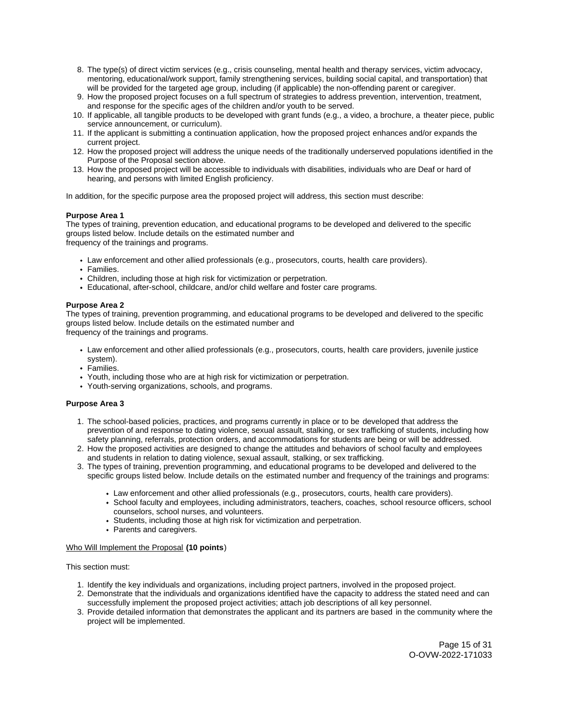8. The type(s) of direct victim services (e.g., crisis counseling, mental health and therapy services, victim advocacy, mentoring, educational/work support, family strengthening services, building social capital, and transportation) that will be provided for the targeted age group, including (if applicable) the non-offending parent or caregiver.
9. How the proposed project focuses on a full spectrum of strategies to address prevention, intervention, treatment, and response for the specific ages of the children and/or youth to be served.
10. If applicable, all tangible products to be developed with grant funds (e.g., a video, a brochure, a theater piece, public service announcement, or curriculum).
11. If the applicant is submitting a continuation application, how the proposed project enhances and/or expands the current project.
12. How the proposed project will address the unique needs of the traditionally underserved populations identified in the Purpose of the Proposal section above.
13. How the proposed project will be accessible to individuals with disabilities, individuals who are Deaf or hard of hearing, and persons with limited English proficiency.

In addition, for the specific purpose area the proposed project will address, this section must describe:

**Purpose Area 1**

The types of training, prevention education, and educational programs to be developed and delivered to the specific groups listed below. Include details on the estimated number and frequency of the trainings and programs.

- Law enforcement and other allied professionals (e.g., prosecutors, courts, health care providers).
- Families.
- Children, including those at high risk for victimization or perpetration.
- Educational, after-school, childcare, and/or child welfare and foster care programs.

**Purpose Area 2**

The types of training, prevention programming, and educational programs to be developed and delivered to the specific groups listed below. Include details on the estimated number and frequency of the trainings and programs.

- Law enforcement and other allied professionals (e.g., prosecutors, courts, health care providers, juvenile justice system).
- Families.
- Youth, including those who are at high risk for victimization or perpetration.
- Youth-serving organizations, schools, and programs.

**Purpose Area 3**

1. The school-based policies, practices, and programs currently in place or to be developed that address the prevention of and response to dating violence, sexual assault, stalking, or sex trafficking of students, including how safety planning, referrals, protection orders, and accommodations for students are being or will be addressed.
2. How the proposed activities are designed to change the attitudes and behaviors of school faculty and employees and students in relation to dating violence, sexual assault, stalking, or sex trafficking.
3. The types of training, prevention programming, and educational programs to be developed and delivered to the specific groups listed below. Include details on the estimated number and frequency of the trainings and programs:
    - Law enforcement and other allied professionals (e.g., prosecutors, courts, health care providers).
    - School faculty and employees, including administrators, teachers, coaches, school resource officers, school counselors, school nurses, and volunteers.
    - Students, including those at high risk for victimization and perpetration.
    - Parents and caregivers.

Who Will Implement the Proposal **(10 points**)

This section must:

1. Identify the key individuals and organizations, including project partners, involved in the proposed project.
2. Demonstrate that the individuals and organizations identified have the capacity to address the stated need and can successfully implement the proposed project activities; attach job descriptions of all key personnel.
3. Provide detailed information that demonstrates the applicant and its partners are based in the community where the project will be implemented.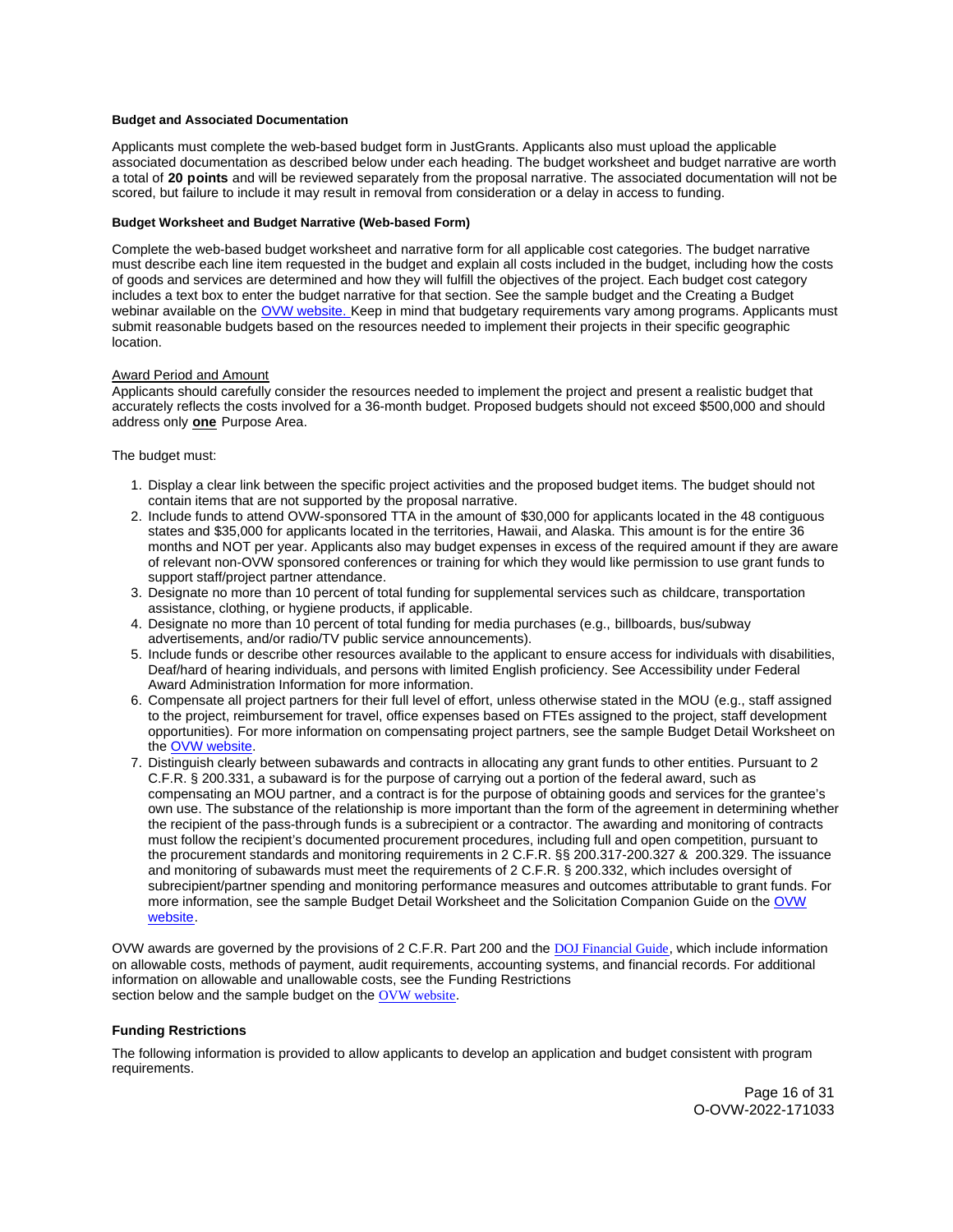**Budget and Associated Documentation**

Applicants must complete the web-based budget form in JustGrants. Applicants also must upload the applicable associated documentation as described below under each heading. The budget worksheet and budget narrative are worth a total of **20 points** and will be reviewed separately from the proposal narrative. The associated documentation will not be scored, but failure to include it may result in removal from consideration or a delay in access to funding.

**Budget Worksheet and Budget Narrative (Web-based Form)**

Complete the web-based budget worksheet and narrative form for all applicable cost categories. The budget narrative must describe each line item requested in the budget and explain all costs included in the budget, including how the costs of goods and services are determined and how they will fulfill the objectives of the project. Each budget cost category includes a text box to enter the budget narrative for that section. See the sample budget and the Creating a Budget webinar available on the OVW website. Keep in mind that budgetary requirements vary among programs. Applicants must submit reasonable budgets based on the resources needed to implement their projects in their specific geographic location.

<u>Award Period and Amount</u>
Applicants should carefully consider the resources needed to implement the project and present a realistic budget that accurately reflects the costs involved for a 36-month budget. Proposed budgets should not exceed $500,000 and should address only **<u>one</u>** Purpose Area.

The budget must:

1. Display a clear link between the specific project activities and the proposed budget items. The budget should not contain items that are not supported by the proposal narrative.
2. Include funds to attend OVW-sponsored TTA in the amount of $30,000 for applicants located in the 48 contiguous states and $35,000 for applicants located in the territories, Hawaii, and Alaska. This amount is for the entire 36 months and NOT per year. Applicants also may budget expenses in excess of the required amount if they are aware of relevant non-OVW sponsored conferences or training for which they would like permission to use grant funds to support staff/project partner attendance.
3. Designate no more than 10 percent of total funding for supplemental services such as childcare, transportation assistance, clothing, or hygiene products, if applicable.
4. Designate no more than 10 percent of total funding for media purchases (e.g., billboards, bus/subway advertisements, and/or radio/TV public service announcements).
5. Include funds or describe other resources available to the applicant to ensure access for individuals with disabilities, Deaf/hard of hearing individuals, and persons with limited English proficiency. See Accessibility under Federal Award Administration Information for more information.
6. Compensate all project partners for their full level of effort, unless otherwise stated in the MOU (e.g., staff assigned to the project, reimbursement for travel, office expenses based on FTEs assigned to the project, staff development opportunities). For more information on compensating project partners, see the sample Budget Detail Worksheet on the OVW website.
7. Distinguish clearly between subawards and contracts in allocating any grant funds to other entities. Pursuant to 2 C.F.R. § 200.331, a subaward is for the purpose of carrying out a portion of the federal award, such as compensating an MOU partner, and a contract is for the purpose of obtaining goods and services for the grantee's own use. The substance of the relationship is more important than the form of the agreement in determining whether the recipient of the pass-through funds is a subrecipient or a contractor. The awarding and monitoring of contracts must follow the recipient's documented procurement procedures, including full and open competition, pursuant to the procurement standards and monitoring requirements in 2 C.F.R. §§ 200.317-200.327 & 200.329. The issuance and monitoring of subawards must meet the requirements of 2 C.F.R. § 200.332, which includes oversight of subrecipient/partner spending and monitoring performance measures and outcomes attributable to grant funds. For more information, see the sample Budget Detail Worksheet and the Solicitation Companion Guide on the OVW website.

OVW awards are governed by the provisions of 2 C.F.R. Part 200 and the DOJ Financial Guide, which include information on allowable costs, methods of payment, audit requirements, accounting systems, and financial records. For additional information on allowable and unallowable costs, see the Funding Restrictions section below and the sample budget on the OVW website.

**Funding Restrictions**

The following information is provided to allow applicants to develop an application and budget consistent with program requirements.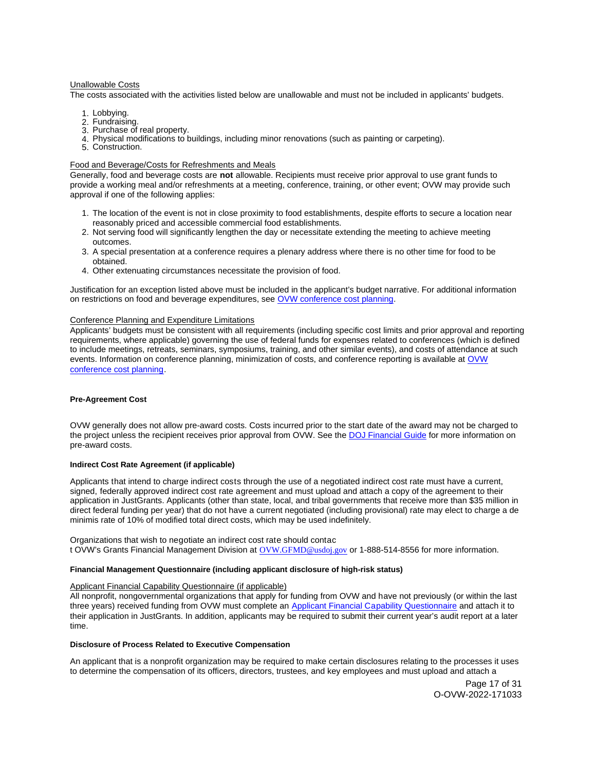Unallowable Costs

The costs associated with the activities listed below are unallowable and must not be included in applicants' budgets.

1. Lobbying.
2. Fundraising.
3. Purchase of real property.
4. Physical modifications to buildings, including minor renovations (such as painting or carpeting).
5. Construction.

Food and Beverage/Costs for Refreshments and Meals

Generally, food and beverage costs are **not** allowable. Recipients must receive prior approval to use grant funds to provide a working meal and/or refreshments at a meeting, conference, training, or other event; OVW may provide such approval if one of the following applies:

1. The location of the event is not in close proximity to food establishments, despite efforts to secure a location near reasonably priced and accessible commercial food establishments.
2. Not serving food will significantly lengthen the day or necessitate extending the meeting to achieve meeting outcomes.
3. A special presentation at a conference requires a plenary address where there is no other time for food to be obtained.
4. Other extenuating circumstances necessitate the provision of food.

Justification for an exception listed above must be included in the applicant's budget narrative. For additional information on restrictions on food and beverage expenditures, see OVW conference cost planning.

Conference Planning and Expenditure Limitations

Applicants' budgets must be consistent with all requirements (including specific cost limits and prior approval and reporting requirements, where applicable) governing the use of federal funds for expenses related to conferences (which is defined to include meetings, retreats, seminars, symposiums, training, and other similar events), and costs of attendance at such events. Information on conference planning, minimization of costs, and conference reporting is available at OVW conference cost planning.

**Pre-Agreement Cost**

OVW generally does not allow pre-award costs. Costs incurred prior to the start date of the award may not be charged to the project unless the recipient receives prior approval from OVW. See the DOJ Financial Guide for more information on pre-award costs.

**Indirect Cost Rate Agreement (if applicable)**

Applicants that intend to charge indirect costs through the use of a negotiated indirect cost rate must have a current, signed, federally approved indirect cost rate agreement and must upload and attach a copy of the agreement to their application in JustGrants. Applicants (other than state, local, and tribal governments that receive more than $35 million in direct federal funding per year) that do not have a current negotiated (including provisional) rate may elect to charge a de minimis rate of 10% of modified total direct costs, which may be used indefinitely.

Organizations that wish to negotiate an indirect cost rate should contac
t OVW's Grants Financial Management Division at OVW.GFMD@usdoj.gov or 1-888-514-8556 for more information.

**Financial Management Questionnaire (including applicant disclosure of high-risk status)**

Applicant Financial Capability Questionnaire (if applicable)

All nonprofit, nongovernmental organizations that apply for funding from OVW and have not previously (or within the last three years) received funding from OVW must complete an Applicant Financial Capability Questionnaire and attach it to their application in JustGrants. In addition, applicants may be required to submit their current year's audit report at a later time.

**Disclosure of Process Related to Executive Compensation**

An applicant that is a nonprofit organization may be required to make certain disclosures relating to the processes it uses to determine the compensation of its officers, directors, trustees, and key employees and must upload and attach a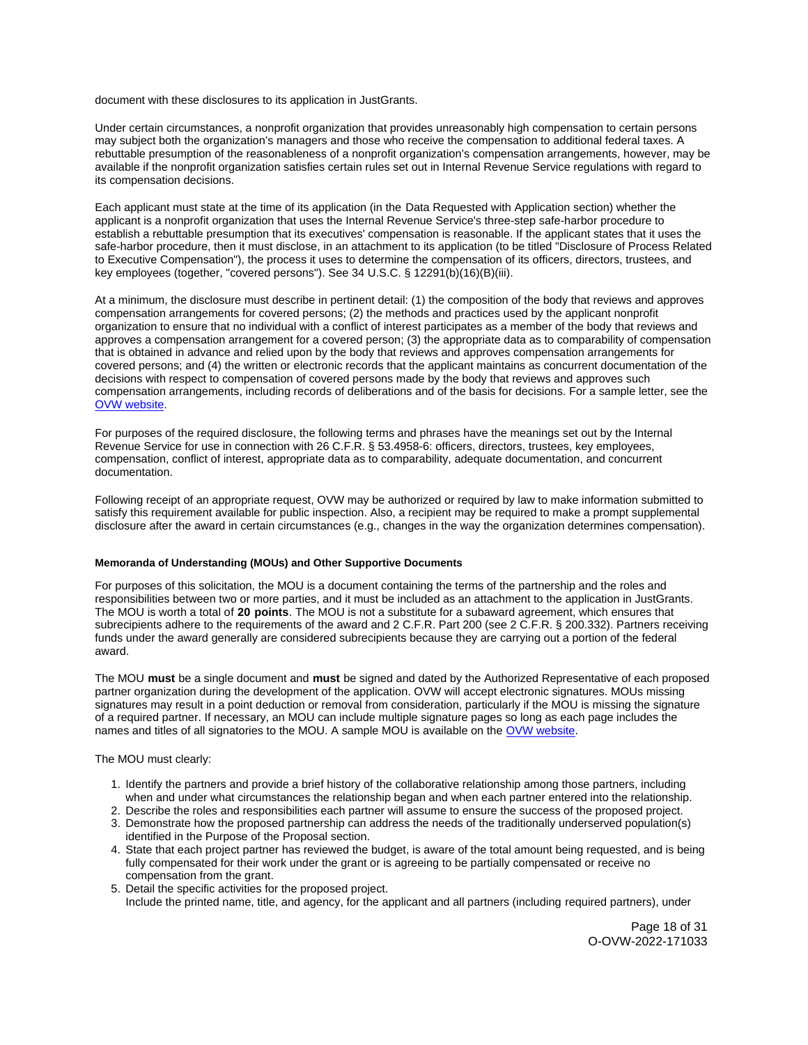document with these disclosures to its application in JustGrants.

Under certain circumstances, a nonprofit organization that provides unreasonably high compensation to certain persons may subject both the organization's managers and those who receive the compensation to additional federal taxes. A rebuttable presumption of the reasonableness of a nonprofit organization's compensation arrangements, however, may be available if the nonprofit organization satisfies certain rules set out in Internal Revenue Service regulations with regard to its compensation decisions.

Each applicant must state at the time of its application (in the Data Requested with Application section) whether the applicant is a nonprofit organization that uses the Internal Revenue Service's three-step safe-harbor procedure to establish a rebuttable presumption that its executives' compensation is reasonable. If the applicant states that it uses the safe-harbor procedure, then it must disclose, in an attachment to its application (to be titled "Disclosure of Process Related to Executive Compensation"), the process it uses to determine the compensation of its officers, directors, trustees, and key employees (together, "covered persons"). See 34 U.S.C. § 12291(b)(16)(B)(iii).

At a minimum, the disclosure must describe in pertinent detail: (1) the composition of the body that reviews and approves compensation arrangements for covered persons; (2) the methods and practices used by the applicant nonprofit organization to ensure that no individual with a conflict of interest participates as a member of the body that reviews and approves a compensation arrangement for a covered person; (3) the appropriate data as to comparability of compensation that is obtained in advance and relied upon by the body that reviews and approves compensation arrangements for covered persons; and (4) the written or electronic records that the applicant maintains as concurrent documentation of the decisions with respect to compensation of covered persons made by the body that reviews and approves such compensation arrangements, including records of deliberations and of the basis for decisions. For a sample letter, see the OVW website.

For purposes of the required disclosure, the following terms and phrases have the meanings set out by the Internal Revenue Service for use in connection with 26 C.F.R. § 53.4958-6: officers, directors, trustees, key employees, compensation, conflict of interest, appropriate data as to comparability, adequate documentation, and concurrent documentation.

Following receipt of an appropriate request, OVW may be authorized or required by law to make information submitted to satisfy this requirement available for public inspection. Also, a recipient may be required to make a prompt supplemental disclosure after the award in certain circumstances (e.g., changes in the way the organization determines compensation).

#### Memoranda of Understanding (MOUs) and Other Supportive Documents

For purposes of this solicitation, the MOU is a document containing the terms of the partnership and the roles and responsibilities between two or more parties, and it must be included as an attachment to the application in JustGrants. The MOU is worth a total of **20 points**. The MOU is not a substitute for a subaward agreement, which ensures that subrecipients adhere to the requirements of the award and 2 C.F.R. Part 200 (see 2 C.F.R. § 200.332). Partners receiving funds under the award generally are considered subrecipients because they are carrying out a portion of the federal award.

The MOU **must** be a single document and **must** be signed and dated by the Authorized Representative of each proposed partner organization during the development of the application. OVW will accept electronic signatures. MOUs missing signatures may result in a point deduction or removal from consideration, particularly if the MOU is missing the signature of a required partner. If necessary, an MOU can include multiple signature pages so long as each page includes the names and titles of all signatories to the MOU. A sample MOU is available on the OVW website.

The MOU must clearly:

1. Identify the partners and provide a brief history of the collaborative relationship among those partners, including when and under what circumstances the relationship began and when each partner entered into the relationship.
2. Describe the roles and responsibilities each partner will assume to ensure the success of the proposed project.
3. Demonstrate how the proposed partnership can address the needs of the traditionally underserved population(s) identified in the Purpose of the Proposal section.
4. State that each project partner has reviewed the budget, is aware of the total amount being requested, and is being fully compensated for their work under the grant or is agreeing to be partially compensated or receive no compensation from the grant.
5. Detail the specific activities for the proposed project.
   Include the printed name, title, and agency, for the applicant and all partners (including required partners), under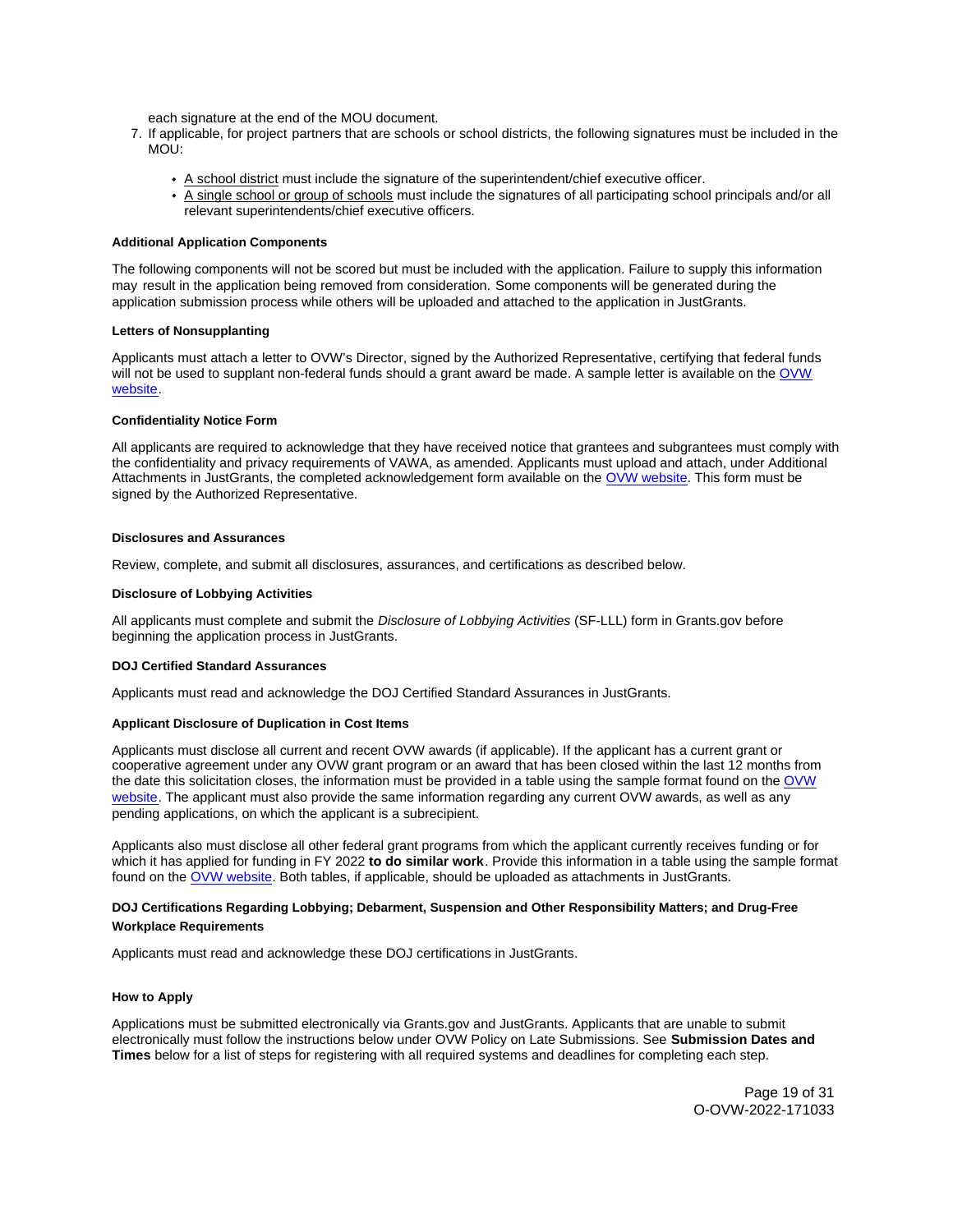each signature at the end of the MOU document.

7. If applicable, for project partners that are schools or school districts, the following signatures must be included in the MOU:

   - A school district must include the signature of the superintendent/chief executive officer.
   - A single school or group of schools must include the signatures of all participating school principals and/or all relevant superintendents/chief executive officers.

**Additional Application Components**

The following components will not be scored but must be included with the application. Failure to supply this information may result in the application being removed from consideration. Some components will be generated during the application submission process while others will be uploaded and attached to the application in JustGrants.

**Letters of Nonsupplanting**

Applicants must attach a letter to OVW's Director, signed by the Authorized Representative, certifying that federal funds will not be used to supplant non-federal funds should a grant award be made. A sample letter is available on the OVW website.

**Confidentiality Notice Form**

All applicants are required to acknowledge that they have received notice that grantees and subgrantees must comply with the confidentiality and privacy requirements of VAWA, as amended. Applicants must upload and attach, under Additional Attachments in JustGrants, the completed acknowledgement form available on the OVW website. This form must be signed by the Authorized Representative.

**Disclosures and Assurances**

Review, complete, and submit all disclosures, assurances, and certifications as described below.

**Disclosure of Lobbying Activities**

All applicants must complete and submit the *Disclosure of Lobbying Activities* (SF-LLL) form in Grants.gov before beginning the application process in JustGrants.

**DOJ Certified Standard Assurances**

Applicants must read and acknowledge the DOJ Certified Standard Assurances in JustGrants.

**Applicant Disclosure of Duplication in Cost Items**

Applicants must disclose all current and recent OVW awards (if applicable). If the applicant has a current grant or cooperative agreement under any OVW grant program or an award that has been closed within the last 12 months from the date this solicitation closes, the information must be provided in a table using the sample format found on the OVW website. The applicant must also provide the same information regarding any current OVW awards, as well as any pending applications, on which the applicant is a subrecipient.

Applicants also must disclose all other federal grant programs from which the applicant currently receives funding or for which it has applied for funding in FY 2022 **to do similar work**. Provide this information in a table using the sample format found on the OVW website. Both tables, if applicable, should be uploaded as attachments in JustGrants.

**DOJ Certifications Regarding Lobbying; Debarment, Suspension and Other Responsibility Matters; and Drug-Free Workplace Requirements**

Applicants must read and acknowledge these DOJ certifications in JustGrants.

**How to Apply**

Applications must be submitted electronically via Grants.gov and JustGrants. Applicants that are unable to submit electronically must follow the instructions below under OVW Policy on Late Submissions. See **Submission Dates and Times** below for a list of steps for registering with all required systems and deadlines for completing each step.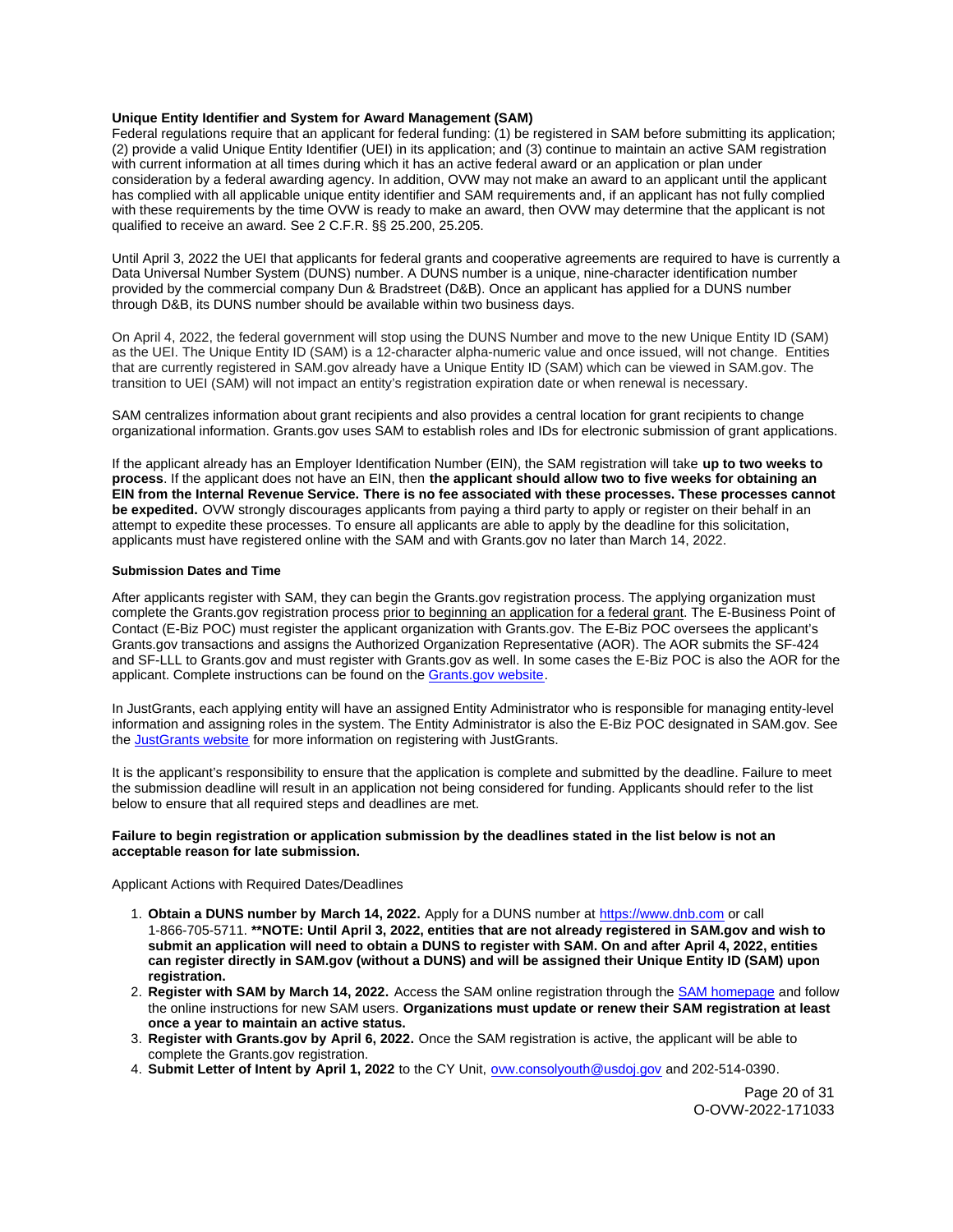**Unique Entity Identifier and System for Award Management (SAM)**
Federal regulations require that an applicant for federal funding: (1) be registered in SAM before submitting its application; (2) provide a valid Unique Entity Identifier (UEI) in its application; and (3) continue to maintain an active SAM registration with current information at all times during which it has an active federal award or an application or plan under consideration by a federal awarding agency. In addition, OVW may not make an award to an applicant until the applicant has complied with all applicable unique entity identifier and SAM requirements and, if an applicant has not fully complied with these requirements by the time OVW is ready to make an award, then OVW may determine that the applicant is not qualified to receive an award. See 2 C.F.R. §§ 25.200, 25.205.

Until April 3, 2022 the UEI that applicants for federal grants and cooperative agreements are required to have is currently a Data Universal Number System (DUNS) number. A DUNS number is a unique, nine-character identification number provided by the commercial company Dun & Bradstreet (D&B). Once an applicant has applied for a DUNS number through D&B, its DUNS number should be available within two business days.

On April 4, 2022, the federal government will stop using the DUNS Number and move to the new Unique Entity ID (SAM) as the UEI. The Unique Entity ID (SAM) is a 12-character alpha-numeric value and once issued, will not change. Entities that are currently registered in SAM.gov already have a Unique Entity ID (SAM) which can be viewed in SAM.gov. The transition to UEI (SAM) will not impact an entity's registration expiration date or when renewal is necessary.

SAM centralizes information about grant recipients and also provides a central location for grant recipients to change organizational information. Grants.gov uses SAM to establish roles and IDs for electronic submission of grant applications.

If the applicant already has an Employer Identification Number (EIN), the SAM registration will take **up to two weeks to process**. If the applicant does not have an EIN, then **the applicant should allow two to five weeks for obtaining an EIN from the Internal Revenue Service. There is no fee associated with these processes. These processes cannot be expedited.** OVW strongly discourages applicants from paying a third party to apply or register on their behalf in an attempt to expedite these processes. To ensure all applicants are able to apply by the deadline for this solicitation, applicants must have registered online with the SAM and with Grants.gov no later than March 14, 2022.

**Submission Dates and Time**

After applicants register with SAM, they can begin the Grants.gov registration process. The applying organization must complete the Grants.gov registration process prior to beginning an application for a federal grant. The E-Business Point of Contact (E-Biz POC) must register the applicant organization with Grants.gov. The E-Biz POC oversees the applicant's Grants.gov transactions and assigns the Authorized Organization Representative (AOR). The AOR submits the SF-424 and SF-LLL to Grants.gov and must register with Grants.gov as well. In some cases the E-Biz POC is also the AOR for the applicant. Complete instructions can be found on the Grants.gov website.

In JustGrants, each applying entity will have an assigned Entity Administrator who is responsible for managing entity-level information and assigning roles in the system. The Entity Administrator is also the E-Biz POC designated in SAM.gov. See the JustGrants website for more information on registering with JustGrants.

It is the applicant's responsibility to ensure that the application is complete and submitted by the deadline. Failure to meet the submission deadline will result in an application not being considered for funding. Applicants should refer to the list below to ensure that all required steps and deadlines are met.

**Failure to begin registration or application submission by the deadlines stated in the list below is not an acceptable reason for late submission.**

Applicant Actions with Required Dates/Deadlines

1. **Obtain a DUNS number by March 14, 2022.** Apply for a DUNS number at https://www.dnb.com or call 1-866-705-5711. **\*\*NOTE: Until April 3, 2022, entities that are not already registered in SAM.gov and wish to submit an application will need to obtain a DUNS to register with SAM. On and after April 4, 2022, entities can register directly in SAM.gov (without a DUNS) and will be assigned their Unique Entity ID (SAM) upon registration.**
2. **Register with SAM by March 14, 2022.** Access the SAM online registration through the SAM homepage and follow the online instructions for new SAM users. **Organizations must update or renew their SAM registration at least once a year to maintain an active status.**
3. **Register with Grants.gov by April 6, 2022.** Once the SAM registration is active, the applicant will be able to complete the Grants.gov registration.
4. **Submit Letter of Intent by April 1, 2022** to the CY Unit, ovw.consolyouth@usdoj.gov and 202-514-0390.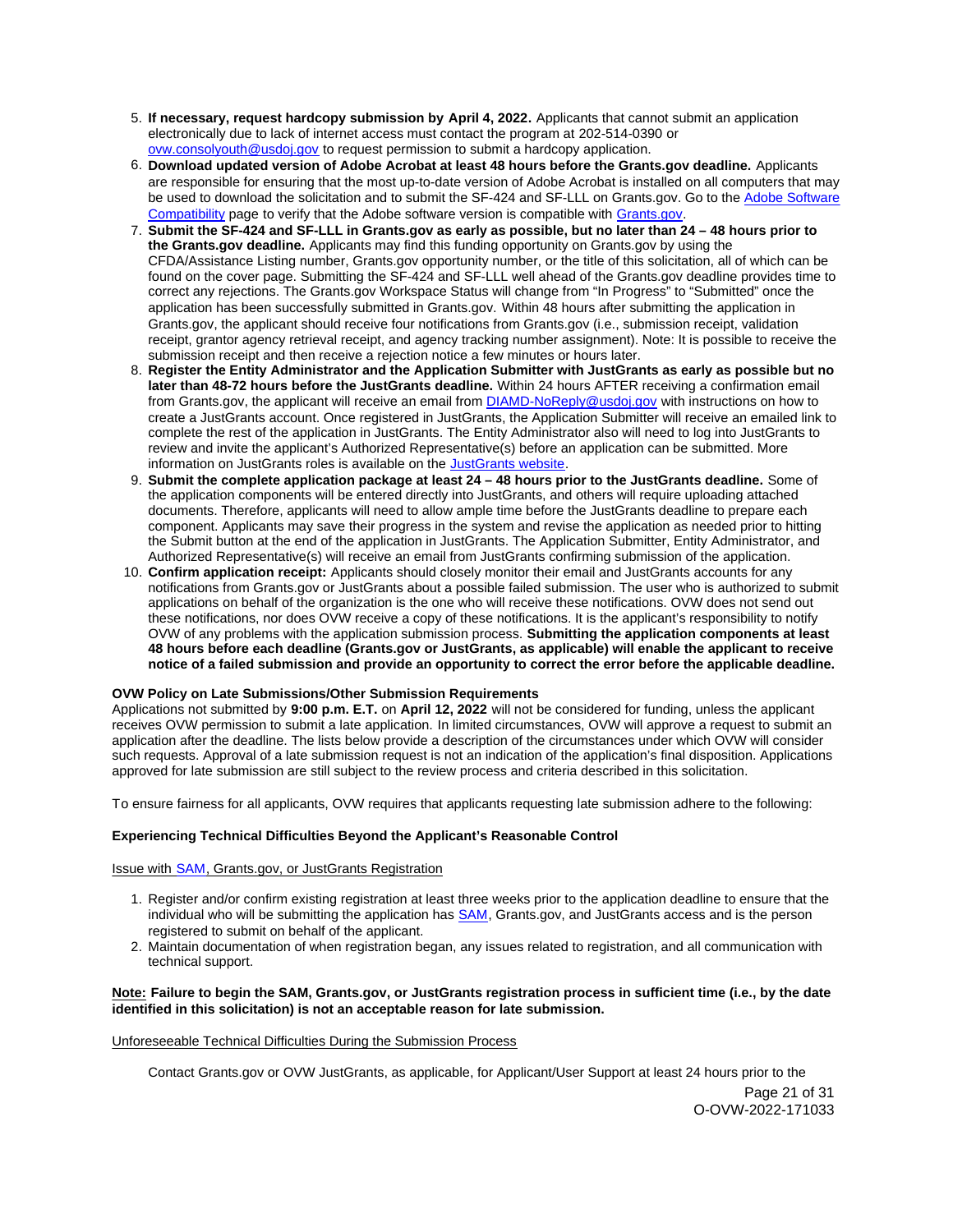5. **If necessary, request hardcopy submission by April 4, 2022.** Applicants that cannot submit an application electronically due to lack of internet access must contact the program at 202-514-0390 or [ovw.consolyouth@usdoj.gov](mailto:ovw.consolyouth@usdoj.gov) to request permission to submit a hardcopy application.
6. **Download updated version of Adobe Acrobat at least 48 hours before the Grants.gov deadline.** Applicants are responsible for ensuring that the most up-to-date version of Adobe Acrobat is installed on all computers that may be used to download the solicitation and to submit the SF-424 and SF-LLL on Grants.gov. Go to the [Adobe Software Compatibility](#) page to verify that the Adobe software version is compatible with [Grants.gov](#).
7. **Submit the SF-424 and SF-LLL in Grants.gov as early as possible, but no later than 24 – 48 hours prior to the Grants.gov deadline.** Applicants may find this funding opportunity on Grants.gov by using the CFDA/Assistance Listing number, Grants.gov opportunity number, or the title of this solicitation, all of which can be found on the cover page. Submitting the SF-424 and SF-LLL well ahead of the Grants.gov deadline provides time to correct any rejections. The Grants.gov Workspace Status will change from "In Progress" to "Submitted" once the application has been successfully submitted in Grants.gov. Within 48 hours after submitting the application in Grants.gov, the applicant should receive four notifications from Grants.gov (i.e., submission receipt, validation receipt, grantor agency retrieval receipt, and agency tracking number assignment). Note: It is possible to receive the submission receipt and then receive a rejection notice a few minutes or hours later.
8. **Register the Entity Administrator and the Application Submitter with JustGrants as early as possible but no later than 48-72 hours before the JustGrants deadline.** Within 24 hours AFTER receiving a confirmation email from Grants.gov, the applicant will receive an email from [DIAMD-NoReply@usdoj.gov](mailto:DIAMD-NoReply@usdoj.gov) with instructions on how to create a JustGrants account. Once registered in JustGrants, the Application Submitter will receive an emailed link to complete the rest of the application in JustGrants. The Entity Administrator also will need to log into JustGrants to review and invite the applicant's Authorized Representative(s) before an application can be submitted. More information on JustGrants roles is available on the [JustGrants website](#).
9. **Submit the complete application package at least 24 – 48 hours prior to the JustGrants deadline.** Some of the application components will be entered directly into JustGrants, and others will require uploading attached documents. Therefore, applicants will need to allow ample time before the JustGrants deadline to prepare each component. Applicants may save their progress in the system and revise the application as needed prior to hitting the Submit button at the end of the application in JustGrants. The Application Submitter, Entity Administrator, and Authorized Representative(s) will receive an email from JustGrants confirming submission of the application.
10. **Confirm application receipt:** Applicants should closely monitor their email and JustGrants accounts for any notifications from Grants.gov or JustGrants about a possible failed submission. The user who is authorized to submit applications on behalf of the organization is the one who will receive these notifications. OVW does not send out these notifications, nor does OVW receive a copy of these notifications. It is the applicant's responsibility to notify OVW of any problems with the application submission process. **Submitting the application components at least 48 hours before each deadline (Grants.gov or JustGrants, as applicable) will enable the applicant to receive notice of a failed submission and provide an opportunity to correct the error before the applicable deadline.**

**OVW Policy on Late Submissions/Other Submission Requirements**

Applications not submitted by **9:00 p.m. E.T.** on **April 12, 2022** will not be considered for funding, unless the applicant receives OVW permission to submit a late application. In limited circumstances, OVW will approve a request to submit an application after the deadline. The lists below provide a description of the circumstances under which OVW will consider such requests. Approval of a late submission request is not an indication of the application's final disposition. Applications approved for late submission are still subject to the review process and criteria described in this solicitation.

To ensure fairness for all applicants, OVW requires that applicants requesting late submission adhere to the following:

**Experiencing Technical Difficulties Beyond the Applicant's Reasonable Control**

Issue with [SAM](#), Grants.gov, or JustGrants Registration

1. Register and/or confirm existing registration at least three weeks prior to the application deadline to ensure that the individual who will be submitting the application has [SAM](#), Grants.gov, and JustGrants access and is the person registered to submit on behalf of the applicant.
2. Maintain documentation of when registration began, any issues related to registration, and all communication with technical support.

**Note: Failure to begin the SAM, Grants.gov, or JustGrants registration process in sufficient time (i.e., by the date identified in this solicitation) is not an acceptable reason for late submission.**

Unforeseeable Technical Difficulties During the Submission Process

Contact Grants.gov or OVW JustGrants, as applicable, for Applicant/User Support at least 24 hours prior to the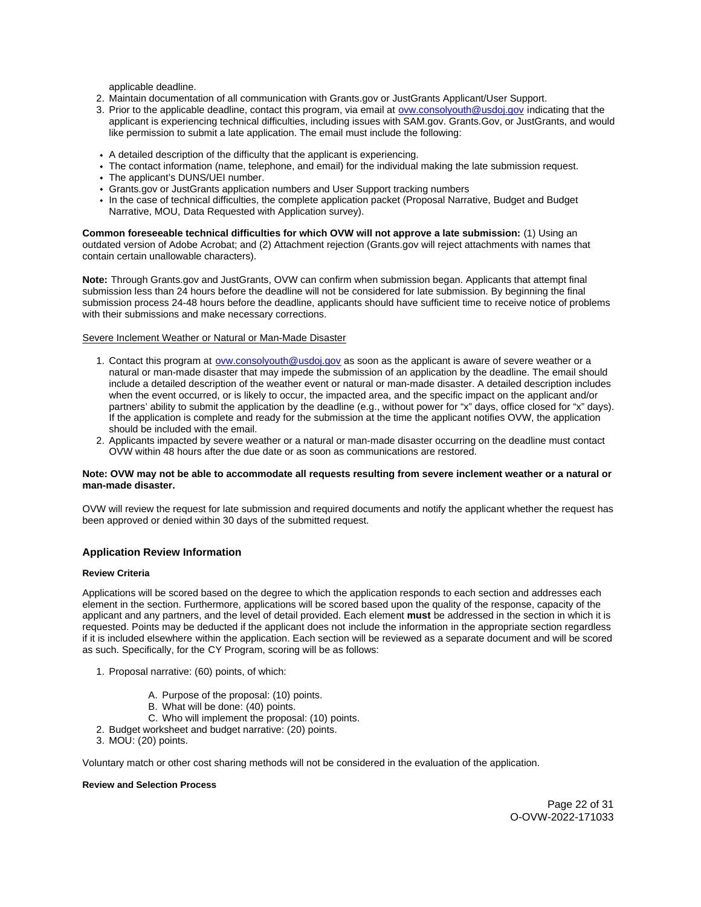applicable deadline.

2. Maintain documentation of all communication with Grants.gov or JustGrants Applicant/User Support.
3. Prior to the applicable deadline, contact this program, via email at [ovw.consolyouth@usdoj.gov](mailto:ovw.consolyouth@usdoj.gov) indicating that the applicant is experiencing technical difficulties, including issues with SAM.gov. Grants.Gov, or JustGrants, and would like permission to submit a late application. The email must include the following:

- A detailed description of the difficulty that the applicant is experiencing.
- The contact information (name, telephone, and email) for the individual making the late submission request.
- The applicant's DUNS/UEI number.
- Grants.gov or JustGrants application numbers and User Support tracking numbers
- In the case of technical difficulties, the complete application packet (Proposal Narrative, Budget and Budget Narrative, MOU, Data Requested with Application survey).

**Common foreseeable technical difficulties for which OVW will not approve a late submission:** (1) Using an outdated version of Adobe Acrobat; and (2) Attachment rejection (Grants.gov will reject attachments with names that contain certain unallowable characters).

**Note:** Through Grants.gov and JustGrants, OVW can confirm when submission began. Applicants that attempt final submission less than 24 hours before the deadline will not be considered for late submission. By beginning the final submission process 24-48 hours before the deadline, applicants should have sufficient time to receive notice of problems with their submissions and make necessary corrections.

Severe Inclement Weather or Natural or Man-Made Disaster

1. Contact this program at [ovw.consolyouth@usdoj.gov](mailto:ovw.consolyouth@usdoj.gov) as soon as the applicant is aware of severe weather or a natural or man-made disaster that may impede the submission of an application by the deadline. The email should include a detailed description of the weather event or natural or man-made disaster. A detailed description includes when the event occurred, or is likely to occur, the impacted area, and the specific impact on the applicant and/or partners' ability to submit the application by the deadline (e.g., without power for "x" days, office closed for "x" days). If the application is complete and ready for the submission at the time the applicant notifies OVW, the application should be included with the email.
2. Applicants impacted by severe weather or a natural or man-made disaster occurring on the deadline must contact OVW within 48 hours after the due date or as soon as communications are restored.

**Note: OVW may not be able to accommodate all requests resulting from severe inclement weather or a natural or man-made disaster.**

OVW will review the request for late submission and required documents and notify the applicant whether the request has been approved or denied within 30 days of the submitted request.

### Application Review Information

#### Review Criteria

Applications will be scored based on the degree to which the application responds to each section and addresses each element in the section. Furthermore, applications will be scored based upon the quality of the response, capacity of the applicant and any partners, and the level of detail provided. Each element **must** be addressed in the section in which it is requested. Points may be deducted if the applicant does not include the information in the appropriate section regardless if it is included elsewhere within the application. Each section will be reviewed as a separate document and will be scored as such. Specifically, for the CY Program, scoring will be as follows:

1. Proposal narrative: (60) points, of which:
   A. Purpose of the proposal: (10) points.
   B. What will be done: (40) points.
   C. Who will implement the proposal: (10) points.
2. Budget worksheet and budget narrative: (20) points.
3. MOU: (20) points.

Voluntary match or other cost sharing methods will not be considered in the evaluation of the application.

#### Review and Selection Process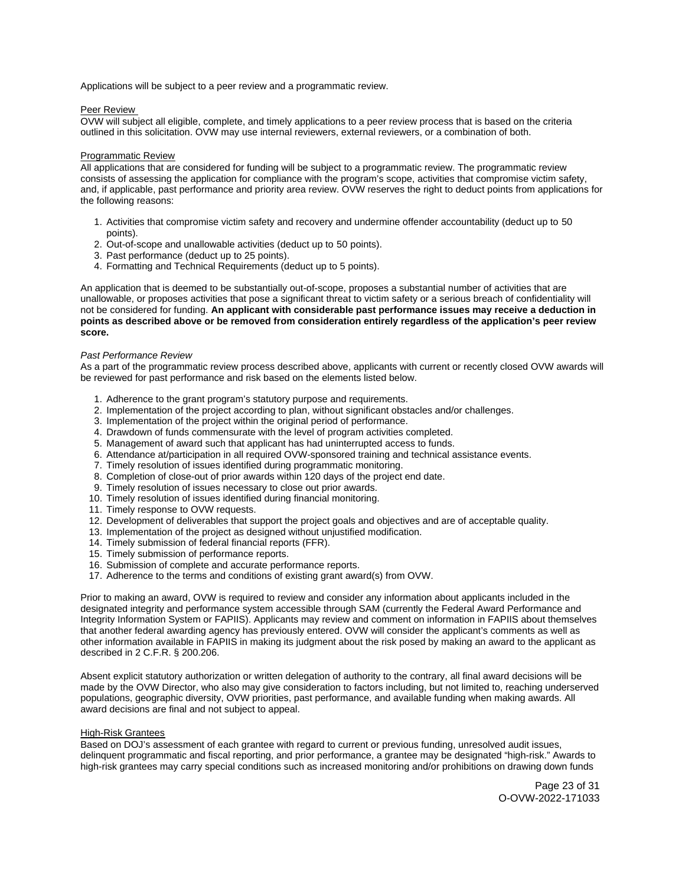Applications will be subject to a peer review and a programmatic review.

Peer Review

OVW will subject all eligible, complete, and timely applications to a peer review process that is based on the criteria outlined in this solicitation. OVW may use internal reviewers, external reviewers, or a combination of both.

Programmatic Review

All applications that are considered for funding will be subject to a programmatic review. The programmatic review consists of assessing the application for compliance with the program's scope, activities that compromise victim safety, and, if applicable, past performance and priority area review. OVW reserves the right to deduct points from applications for the following reasons:

1. Activities that compromise victim safety and recovery and undermine offender accountability (deduct up to 50 points).
2. Out-of-scope and unallowable activities (deduct up to 50 points).
3. Past performance (deduct up to 25 points).
4. Formatting and Technical Requirements (deduct up to 5 points).

An application that is deemed to be substantially out-of-scope, proposes a substantial number of activities that are unallowable, or proposes activities that pose a significant threat to victim safety or a serious breach of confidentiality will not be considered for funding. **An applicant with considerable past performance issues may receive a deduction in points as described above or be removed from consideration entirely regardless of the application's peer review score.**

*Past Performance Review*

As a part of the programmatic review process described above, applicants with current or recently closed OVW awards will be reviewed for past performance and risk based on the elements listed below.

1. Adherence to the grant program's statutory purpose and requirements.
2. Implementation of the project according to plan, without significant obstacles and/or challenges.
3. Implementation of the project within the original period of performance.
4. Drawdown of funds commensurate with the level of program activities completed.
5. Management of award such that applicant has had uninterrupted access to funds.
6. Attendance at/participation in all required OVW-sponsored training and technical assistance events.
7. Timely resolution of issues identified during programmatic monitoring.
8. Completion of close-out of prior awards within 120 days of the project end date.
9. Timely resolution of issues necessary to close out prior awards.
10. Timely resolution of issues identified during financial monitoring.
11. Timely response to OVW requests.
12. Development of deliverables that support the project goals and objectives and are of acceptable quality.
13. Implementation of the project as designed without unjustified modification.
14. Timely submission of federal financial reports (FFR).
15. Timely submission of performance reports.
16. Submission of complete and accurate performance reports.
17. Adherence to the terms and conditions of existing grant award(s) from OVW.

Prior to making an award, OVW is required to review and consider any information about applicants included in the designated integrity and performance system accessible through SAM (currently the Federal Award Performance and Integrity Information System or FAPIIS). Applicants may review and comment on information in FAPIIS about themselves that another federal awarding agency has previously entered. OVW will consider the applicant's comments as well as other information available in FAPIIS in making its judgment about the risk posed by making an award to the applicant as described in 2 C.F.R. § 200.206.

Absent explicit statutory authorization or written delegation of authority to the contrary, all final award decisions will be made by the OVW Director, who also may give consideration to factors including, but not limited to, reaching underserved populations, geographic diversity, OVW priorities, past performance, and available funding when making awards. All award decisions are final and not subject to appeal.

High-Risk Grantees

Based on DOJ's assessment of each grantee with regard to current or previous funding, unresolved audit issues, delinquent programmatic and fiscal reporting, and prior performance, a grantee may be designated "high-risk." Awards to high-risk grantees may carry special conditions such as increased monitoring and/or prohibitions on drawing down funds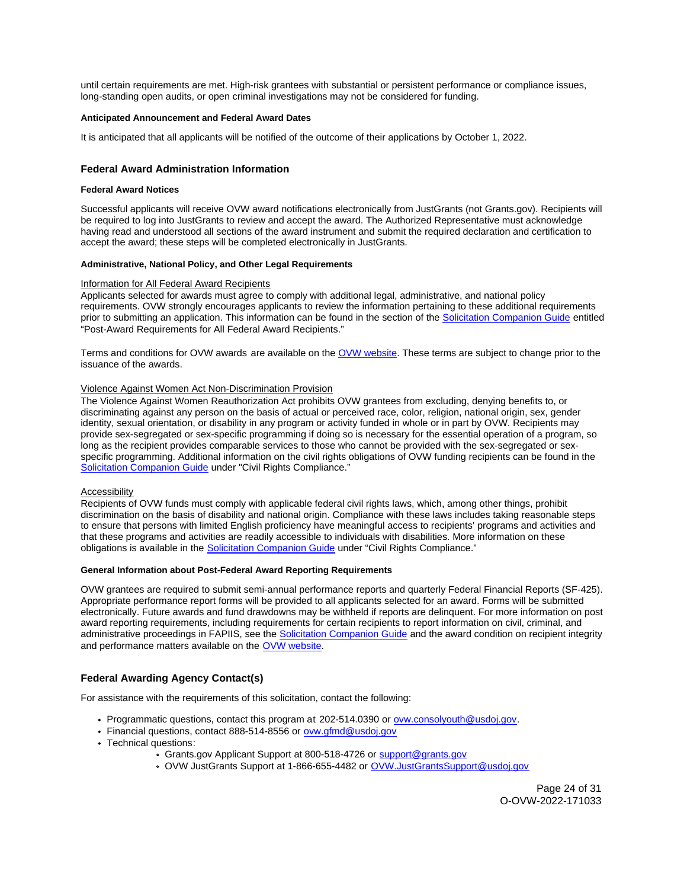until certain requirements are met. High-risk grantees with substantial or persistent performance or compliance issues, long-standing open audits, or open criminal investigations may not be considered for funding.

#### Anticipated Announcement and Federal Award Dates

It is anticipated that all applicants will be notified of the outcome of their applications by October 1, 2022.

### Federal Award Administration Information

#### Federal Award Notices

Successful applicants will receive OVW award notifications electronically from JustGrants (not Grants.gov). Recipients will be required to log into JustGrants to review and accept the award. The Authorized Representative must acknowledge having read and understood all sections of the award instrument and submit the required declaration and certification to accept the award; these steps will be completed electronically in JustGrants.

#### Administrative, National Policy, and Other Legal Requirements

Information for All Federal Award Recipients

Applicants selected for awards must agree to comply with additional legal, administrative, and national policy requirements. OVW strongly encourages applicants to review the information pertaining to these additional requirements prior to submitting an application. This information can be found in the section of the Solicitation Companion Guide entitled "Post-Award Requirements for All Federal Award Recipients."

Terms and conditions for OVW awards are available on the OVW website. These terms are subject to change prior to the issuance of the awards.

Violence Against Women Act Non-Discrimination Provision

The Violence Against Women Reauthorization Act prohibits OVW grantees from excluding, denying benefits to, or discriminating against any person on the basis of actual or perceived race, color, religion, national origin, sex, gender identity, sexual orientation, or disability in any program or activity funded in whole or in part by OVW. Recipients may provide sex-segregated or sex-specific programming if doing so is necessary for the essential operation of a program, so long as the recipient provides comparable services to those who cannot be provided with the sex-segregated or sex-specific programming. Additional information on the civil rights obligations of OVW funding recipients can be found in the Solicitation Companion Guide under "Civil Rights Compliance."

Accessibility

Recipients of OVW funds must comply with applicable federal civil rights laws, which, among other things, prohibit discrimination on the basis of disability and national origin. Compliance with these laws includes taking reasonable steps to ensure that persons with limited English proficiency have meaningful access to recipients' programs and activities and that these programs and activities are readily accessible to individuals with disabilities. More information on these obligations is available in the Solicitation Companion Guide under "Civil Rights Compliance."

#### General Information about Post-Federal Award Reporting Requirements

OVW grantees are required to submit semi-annual performance reports and quarterly Federal Financial Reports (SF-425). Appropriate performance report forms will be provided to all applicants selected for an award. Forms will be submitted electronically. Future awards and fund drawdowns may be withheld if reports are delinquent. For more information on post award reporting requirements, including requirements for certain recipients to report information on civil, criminal, and administrative proceedings in FAPIIS, see the Solicitation Companion Guide and the award condition on recipient integrity and performance matters available on the OVW website.

### Federal Awarding Agency Contact(s)

For assistance with the requirements of this solicitation, contact the following:

- Programmatic questions, contact this program at 202-514.0390 or ovw.consolyouth@usdoj.gov.
- Financial questions, contact 888-514-8556 or ovw.gfmd@usdoj.gov
- Technical questions:
  - Grants.gov Applicant Support at 800-518-4726 or support@grants.gov
  - OVW JustGrants Support at 1-866-655-4482 or OVW.JustGrantsSupport@usdoj.gov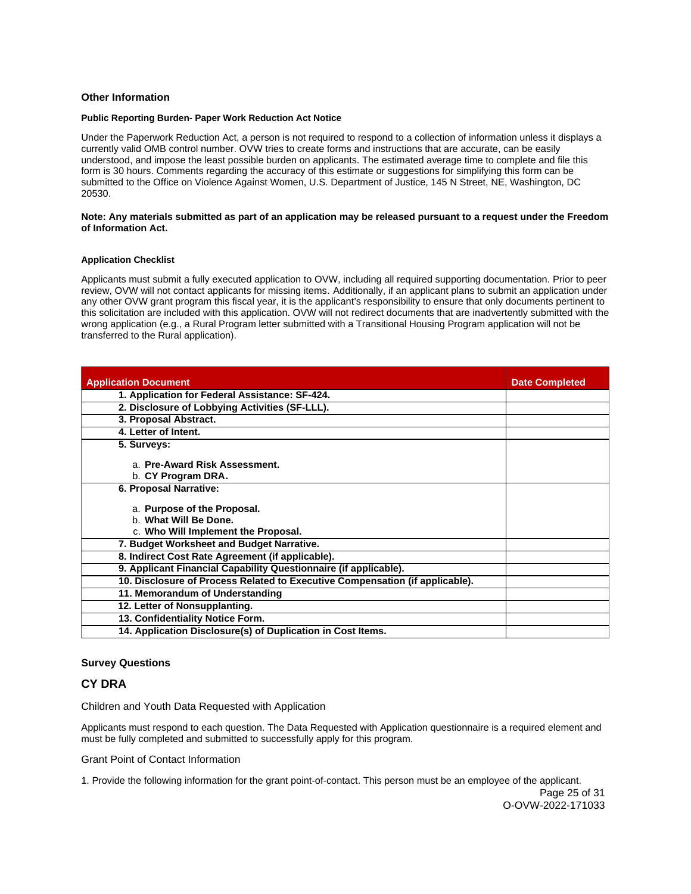### Other Information

#### Public Reporting Burden- Paper Work Reduction Act Notice

Under the Paperwork Reduction Act, a person is not required to respond to a collection of information unless it displays a currently valid OMB control number. OVW tries to create forms and instructions that are accurate, can be easily understood, and impose the least possible burden on applicants. The estimated average time to complete and file this form is 30 hours. Comments regarding the accuracy of this estimate or suggestions for simplifying this form can be submitted to the Office on Violence Against Women, U.S. Department of Justice, 145 N Street, NE, Washington, DC 20530.

**Note: Any materials submitted as part of an application may be released pursuant to a request under the Freedom of Information Act.**

#### Application Checklist

Applicants must submit a fully executed application to OVW, including all required supporting documentation. Prior to peer review, OVW will not contact applicants for missing items. Additionally, if an applicant plans to submit an application under any other OVW grant program this fiscal year, it is the applicant's responsibility to ensure that only documents pertinent to this solicitation are included with this application. OVW will not redirect documents that are inadvertently submitted with the wrong application (e.g., a Rural Program letter submitted with a Transitional Housing Program application will not be transferred to the Rural application).

| Application Document | Date Completed |
|---|---|
| **1. Application for Federal Assistance: SF-424.** | |
| **2. Disclosure of Lobbying Activities (SF-LLL).** | |
| **3. Proposal Abstract.** | |
| **4. Letter of Intent.** | |
| **5. Surveys:**<br><br>a. **Pre-Award Risk Assessment.**<br>b. **CY Program DRA.** | |
| **6. Proposal Narrative:**<br><br>a. **Purpose of the Proposal.**<br>b. **What Will Be Done.**<br>c. **Who Will Implement the Proposal.** | |
| **7. Budget Worksheet and Budget Narrative.** | |
| **8. Indirect Cost Rate Agreement (if applicable).** | |
| **9. Applicant Financial Capability Questionnaire (if applicable).** | |
| **10. Disclosure of Process Related to Executive Compensation (if applicable).** | |
| **11. Memorandum of Understanding** | |
| **12. Letter of Nonsupplanting.** | |
| **13. Confidentiality Notice Form.** | |
| **14. Application Disclosure(s) of Duplication in Cost Items.** | |

### Survey Questions

## CY DRA

Children and Youth Data Requested with Application

Applicants must respond to each question. The Data Requested with Application questionnaire is a required element and must be fully completed and submitted to successfully apply for this program.

Grant Point of Contact Information

1. Provide the following information for the grant point-of-contact. This person must be an employee of the applicant.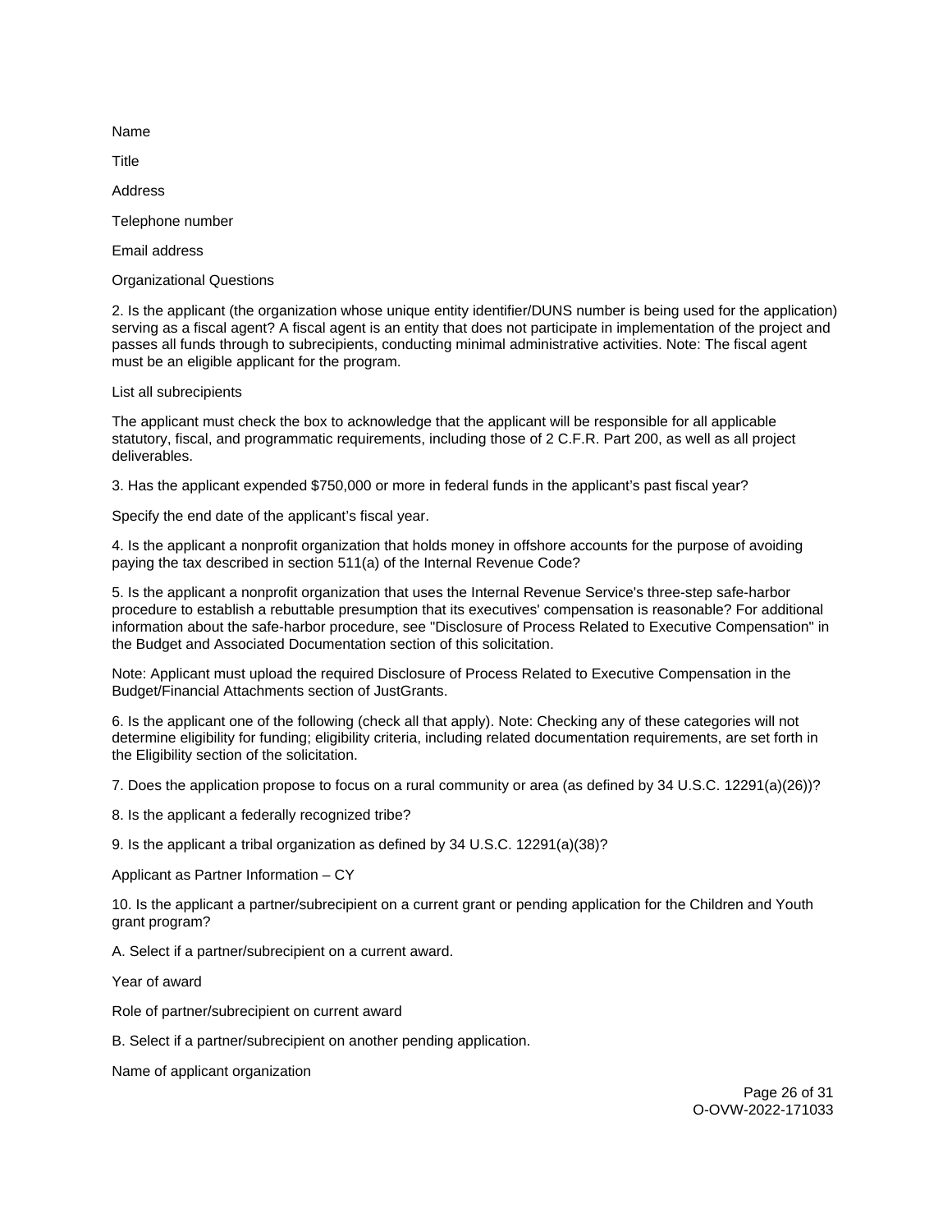Name

Title

Address

Telephone number

Email address

Organizational Questions

2. Is the applicant (the organization whose unique entity identifier/DUNS number is being used for the application) serving as a fiscal agent? A fiscal agent is an entity that does not participate in implementation of the project and passes all funds through to subrecipients, conducting minimal administrative activities. Note: The fiscal agent must be an eligible applicant for the program.

List all subrecipients

The applicant must check the box to acknowledge that the applicant will be responsible for all applicable statutory, fiscal, and programmatic requirements, including those of 2 C.F.R. Part 200, as well as all project deliverables.

3. Has the applicant expended $750,000 or more in federal funds in the applicant's past fiscal year?

Specify the end date of the applicant's fiscal year.

4. Is the applicant a nonprofit organization that holds money in offshore accounts for the purpose of avoiding paying the tax described in section 511(a) of the Internal Revenue Code?

5. Is the applicant a nonprofit organization that uses the Internal Revenue Service's three-step safe-harbor procedure to establish a rebuttable presumption that its executives' compensation is reasonable? For additional information about the safe-harbor procedure, see "Disclosure of Process Related to Executive Compensation" in the Budget and Associated Documentation section of this solicitation.

Note: Applicant must upload the required Disclosure of Process Related to Executive Compensation in the Budget/Financial Attachments section of JustGrants.

6. Is the applicant one of the following (check all that apply). Note: Checking any of these categories will not determine eligibility for funding; eligibility criteria, including related documentation requirements, are set forth in the Eligibility section of the solicitation.

7. Does the application propose to focus on a rural community or area (as defined by 34 U.S.C. 12291(a)(26))?

8. Is the applicant a federally recognized tribe?

9. Is the applicant a tribal organization as defined by 34 U.S.C. 12291(a)(38)?

Applicant as Partner Information – CY

10. Is the applicant a partner/subrecipient on a current grant or pending application for the Children and Youth grant program?

A. Select if a partner/subrecipient on a current award.

Year of award

Role of partner/subrecipient on current award

B. Select if a partner/subrecipient on another pending application.

Name of applicant organization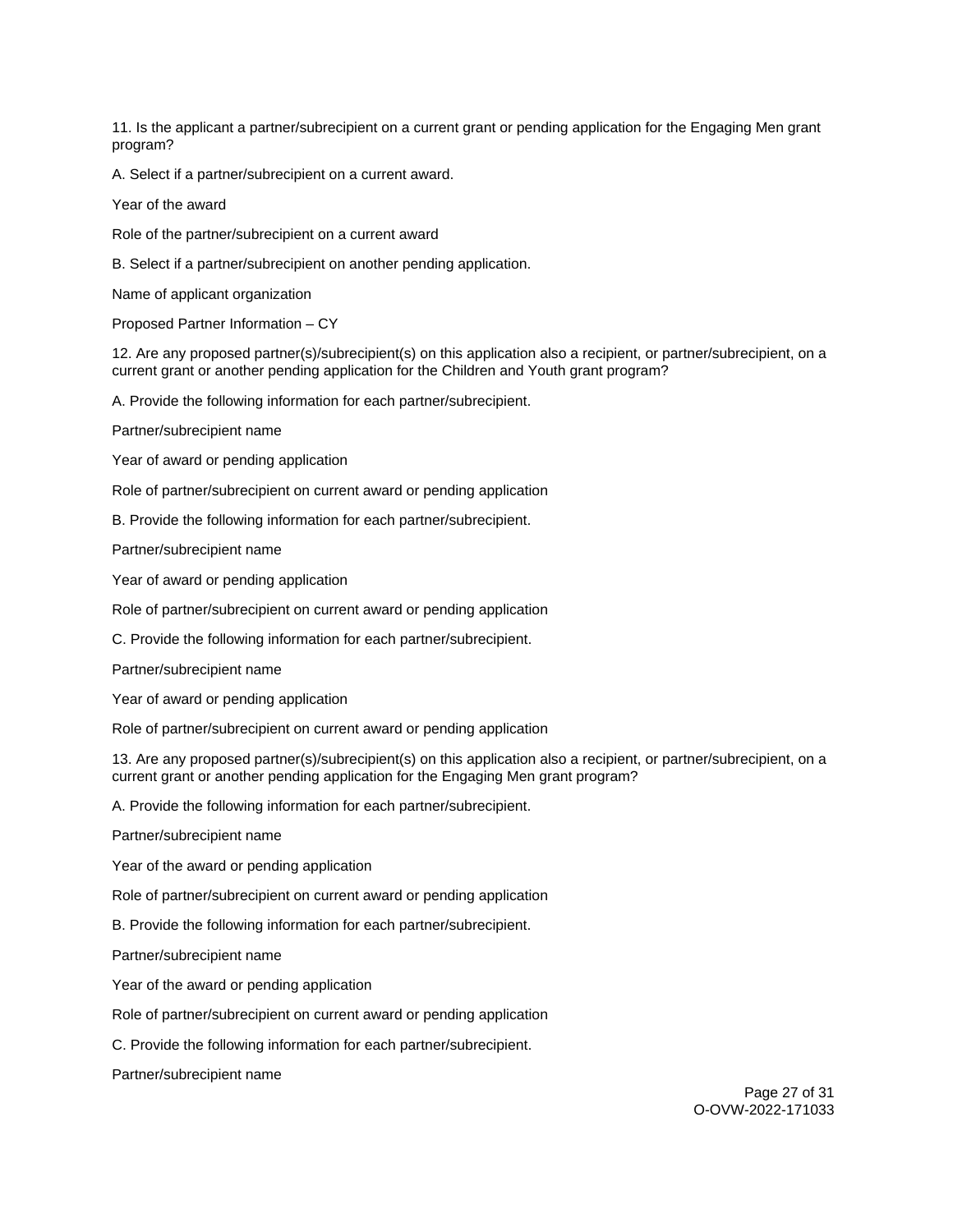11. Is the applicant a partner/subrecipient on a current grant or pending application for the Engaging Men grant program?

A. Select if a partner/subrecipient on a current award.

Year of the award

Role of the partner/subrecipient on a current award

B. Select if a partner/subrecipient on another pending application.

Name of applicant organization

Proposed Partner Information – CY

12. Are any proposed partner(s)/subrecipient(s) on this application also a recipient, or partner/subrecipient, on a current grant or another pending application for the Children and Youth grant program?

A. Provide the following information for each partner/subrecipient.

Partner/subrecipient name

Year of award or pending application

Role of partner/subrecipient on current award or pending application

B. Provide the following information for each partner/subrecipient.

Partner/subrecipient name

Year of award or pending application

Role of partner/subrecipient on current award or pending application

C. Provide the following information for each partner/subrecipient.

Partner/subrecipient name

Year of award or pending application

Role of partner/subrecipient on current award or pending application

13. Are any proposed partner(s)/subrecipient(s) on this application also a recipient, or partner/subrecipient, on a current grant or another pending application for the Engaging Men grant program?

A. Provide the following information for each partner/subrecipient.

Partner/subrecipient name

Year of the award or pending application

Role of partner/subrecipient on current award or pending application

B. Provide the following information for each partner/subrecipient.

Partner/subrecipient name

Year of the award or pending application

Role of partner/subrecipient on current award or pending application

C. Provide the following information for each partner/subrecipient.

Partner/subrecipient name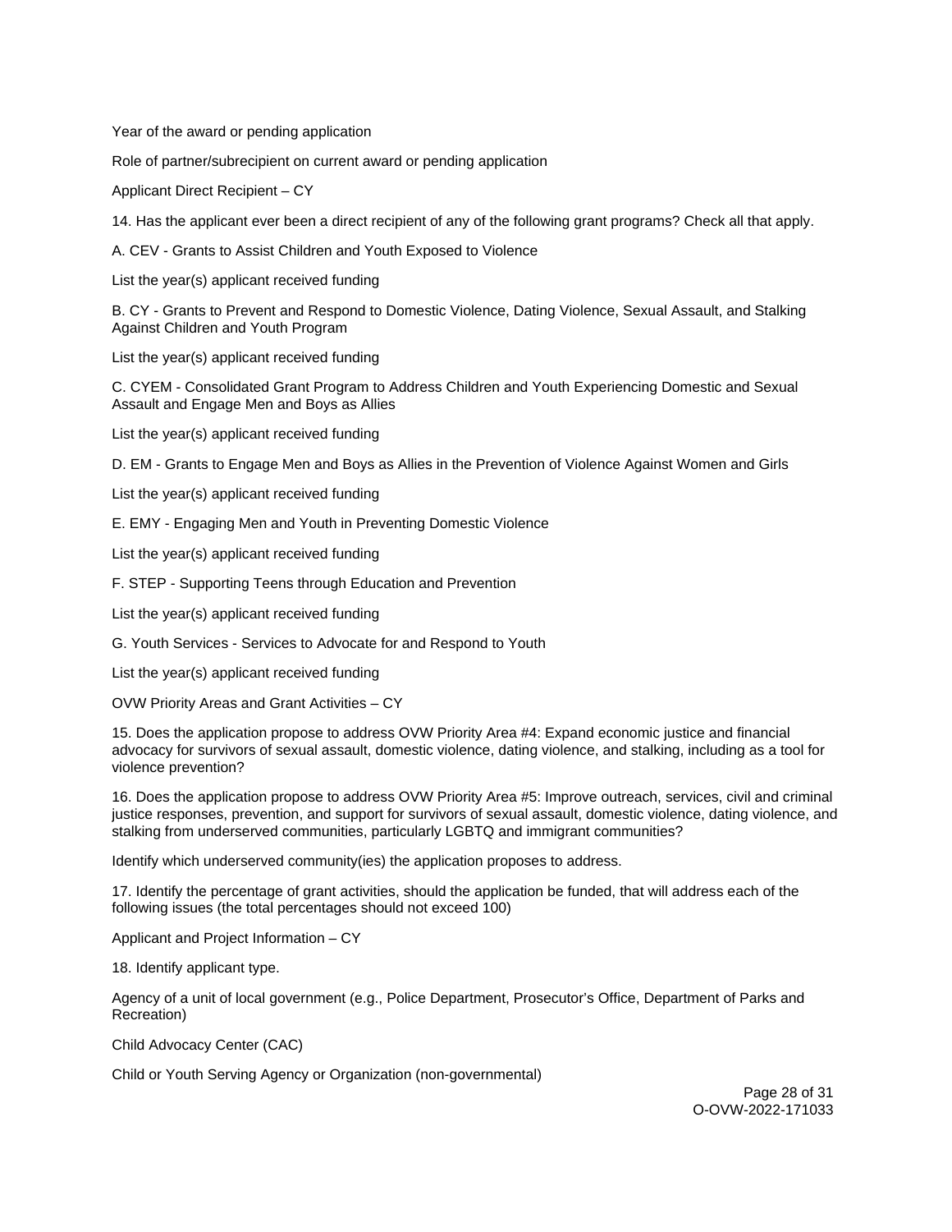Year of the award or pending application

Role of partner/subrecipient on current award or pending application

Applicant Direct Recipient – CY

14. Has the applicant ever been a direct recipient of any of the following grant programs? Check all that apply.

A. CEV - Grants to Assist Children and Youth Exposed to Violence

List the year(s) applicant received funding

B. CY - Grants to Prevent and Respond to Domestic Violence, Dating Violence, Sexual Assault, and Stalking Against Children and Youth Program

List the year(s) applicant received funding

C. CYEM - Consolidated Grant Program to Address Children and Youth Experiencing Domestic and Sexual Assault and Engage Men and Boys as Allies

List the year(s) applicant received funding

D. EM - Grants to Engage Men and Boys as Allies in the Prevention of Violence Against Women and Girls

List the year(s) applicant received funding

E. EMY - Engaging Men and Youth in Preventing Domestic Violence

List the year(s) applicant received funding

F. STEP - Supporting Teens through Education and Prevention

List the year(s) applicant received funding

G. Youth Services - Services to Advocate for and Respond to Youth

List the year(s) applicant received funding

OVW Priority Areas and Grant Activities – CY

15. Does the application propose to address OVW Priority Area #4: Expand economic justice and financial advocacy for survivors of sexual assault, domestic violence, dating violence, and stalking, including as a tool for violence prevention?

16. Does the application propose to address OVW Priority Area #5: Improve outreach, services, civil and criminal justice responses, prevention, and support for survivors of sexual assault, domestic violence, dating violence, and stalking from underserved communities, particularly LGBTQ and immigrant communities?

Identify which underserved community(ies) the application proposes to address.

17. Identify the percentage of grant activities, should the application be funded, that will address each of the following issues (the total percentages should not exceed 100)

Applicant and Project Information – CY

18. Identify applicant type.

Agency of a unit of local government (e.g., Police Department, Prosecutor's Office, Department of Parks and Recreation)

Child Advocacy Center (CAC)

Child or Youth Serving Agency or Organization (non-governmental)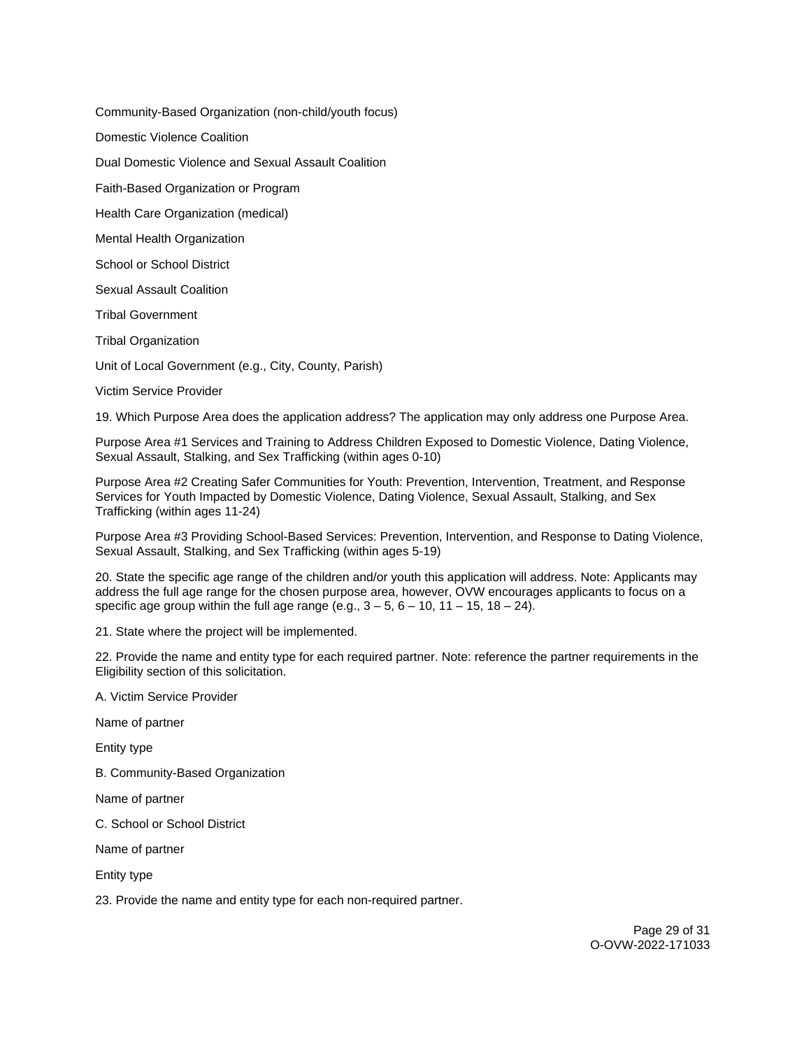Community-Based Organization (non-child/youth focus)

Domestic Violence Coalition

Dual Domestic Violence and Sexual Assault Coalition

Faith-Based Organization or Program

Health Care Organization (medical)

Mental Health Organization

School or School District

Sexual Assault Coalition

Tribal Government

Tribal Organization

Unit of Local Government (e.g., City, County, Parish)

Victim Service Provider

19. Which Purpose Area does the application address? The application may only address one Purpose Area.

Purpose Area #1 Services and Training to Address Children Exposed to Domestic Violence, Dating Violence, Sexual Assault, Stalking, and Sex Trafficking (within ages 0-10)

Purpose Area #2 Creating Safer Communities for Youth: Prevention, Intervention, Treatment, and Response Services for Youth Impacted by Domestic Violence, Dating Violence, Sexual Assault, Stalking, and Sex Trafficking (within ages 11-24)

Purpose Area #3 Providing School-Based Services: Prevention, Intervention, and Response to Dating Violence, Sexual Assault, Stalking, and Sex Trafficking (within ages 5-19)

20. State the specific age range of the children and/or youth this application will address. Note: Applicants may address the full age range for the chosen purpose area, however, OVW encourages applicants to focus on a specific age group within the full age range (e.g., 3 – 5, 6 – 10, 11 – 15, 18 – 24).

21. State where the project will be implemented.

22. Provide the name and entity type for each required partner. Note: reference the partner requirements in the Eligibility section of this solicitation.

A. Victim Service Provider

Name of partner

Entity type

B. Community-Based Organization

Name of partner

C. School or School District

Name of partner

Entity type

23. Provide the name and entity type for each non-required partner.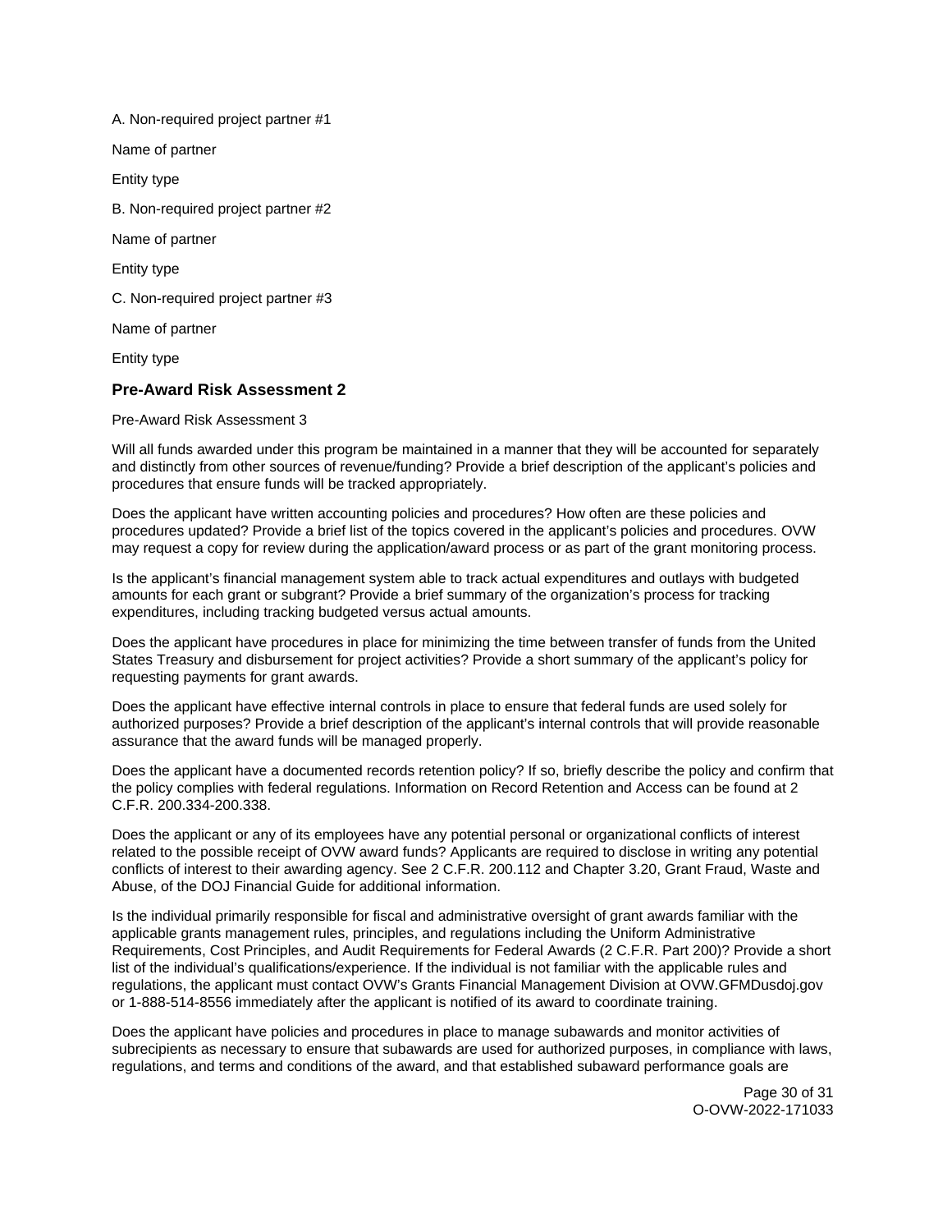A. Non-required project partner #1

Name of partner

Entity type

B. Non-required project partner #2

Name of partner

Entity type

C. Non-required project partner #3

Name of partner

Entity type

## Pre-Award Risk Assessment 2

Pre-Award Risk Assessment 3

Will all funds awarded under this program be maintained in a manner that they will be accounted for separately and distinctly from other sources of revenue/funding? Provide a brief description of the applicant's policies and procedures that ensure funds will be tracked appropriately.

Does the applicant have written accounting policies and procedures? How often are these policies and procedures updated? Provide a brief list of the topics covered in the applicant's policies and procedures. OVW may request a copy for review during the application/award process or as part of the grant monitoring process.

Is the applicant's financial management system able to track actual expenditures and outlays with budgeted amounts for each grant or subgrant? Provide a brief summary of the organization's process for tracking expenditures, including tracking budgeted versus actual amounts.

Does the applicant have procedures in place for minimizing the time between transfer of funds from the United States Treasury and disbursement for project activities? Provide a short summary of the applicant's policy for requesting payments for grant awards.

Does the applicant have effective internal controls in place to ensure that federal funds are used solely for authorized purposes? Provide a brief description of the applicant's internal controls that will provide reasonable assurance that the award funds will be managed properly.

Does the applicant have a documented records retention policy? If so, briefly describe the policy and confirm that the policy complies with federal regulations. Information on Record Retention and Access can be found at 2 C.F.R. 200.334-200.338.

Does the applicant or any of its employees have any potential personal or organizational conflicts of interest related to the possible receipt of OVW award funds? Applicants are required to disclose in writing any potential conflicts of interest to their awarding agency. See 2 C.F.R. 200.112 and Chapter 3.20, Grant Fraud, Waste and Abuse, of the DOJ Financial Guide for additional information.

Is the individual primarily responsible for fiscal and administrative oversight of grant awards familiar with the applicable grants management rules, principles, and regulations including the Uniform Administrative Requirements, Cost Principles, and Audit Requirements for Federal Awards (2 C.F.R. Part 200)? Provide a short list of the individual's qualifications/experience. If the individual is not familiar with the applicable rules and regulations, the applicant must contact OVW's Grants Financial Management Division at OVW.GFMDusdoj.gov or 1-888-514-8556 immediately after the applicant is notified of its award to coordinate training.

Does the applicant have policies and procedures in place to manage subawards and monitor activities of subrecipients as necessary to ensure that subawards are used for authorized purposes, in compliance with laws, regulations, and terms and conditions of the award, and that established subaward performance goals are